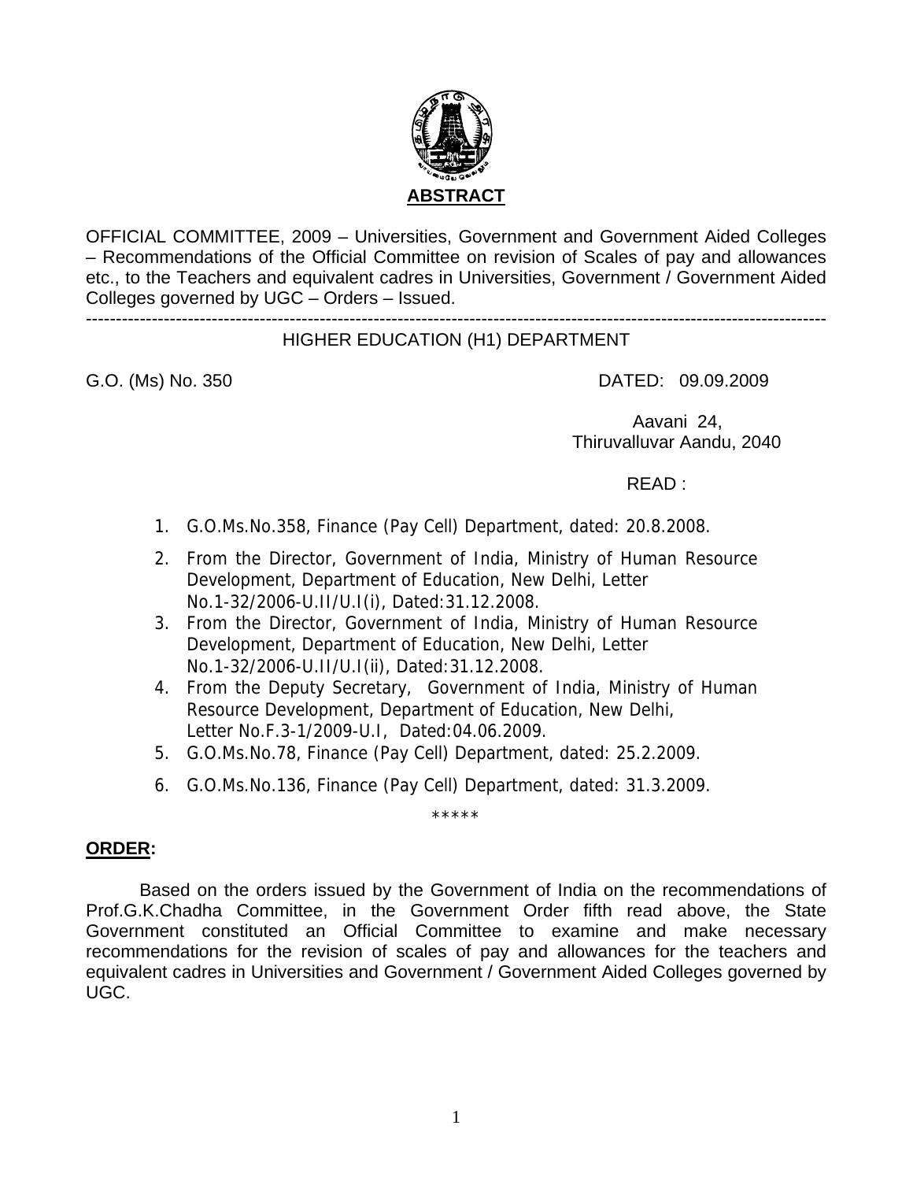# ABSTRACT

OFFICIAL COMMITTEE, 2009 – Universities, Government and Government Aided Colleges – Recommendations of the Official Committee on revision of Scales of pay and allowances etc., to the Teachers and equivalent cadres in Universities, Government / Government Aided Colleges governed by UGC – Orders – Issued.

---

HIGHER EDUCATION (H1) DEPARTMENT

G.O. (Ms) No. 350 DATED: 09.09.2009

Aavani 24,
Thiruvalluvar Aandu, 2040

READ :

1. G.O.Ms.No.358, Finance (Pay Cell) Department, dated: 20.8.2008.
2. From the Director, Government of India, Ministry of Human Resource Development, Department of Education, New Delhi, Letter No.1-32/2006-U.II/U.I(i), Dated:31.12.2008.
3. From the Director, Government of India, Ministry of Human Resource Development, Department of Education, New Delhi, Letter No.1-32/2006-U.II/U.I(ii), Dated:31.12.2008.
4. From the Deputy Secretary, Government of India, Ministry of Human Resource Development, Department of Education, New Delhi, Letter No.F.3-1/2009-U.I, Dated:04.06.2009.
5. G.O.Ms.No.78, Finance (Pay Cell) Department, dated: 25.2.2009.
6. G.O.Ms.No.136, Finance (Pay Cell) Department, dated: 31.3.2009.

\*\*\*\*\*

**ORDER:**

Based on the orders issued by the Government of India on the recommendations of Prof.G.K.Chadha Committee, in the Government Order fifth read above, the State Government constituted an Official Committee to examine and make necessary recommendations for the revision of scales of pay and allowances for the teachers and equivalent cadres in Universities and Government / Government Aided Colleges governed by UGC.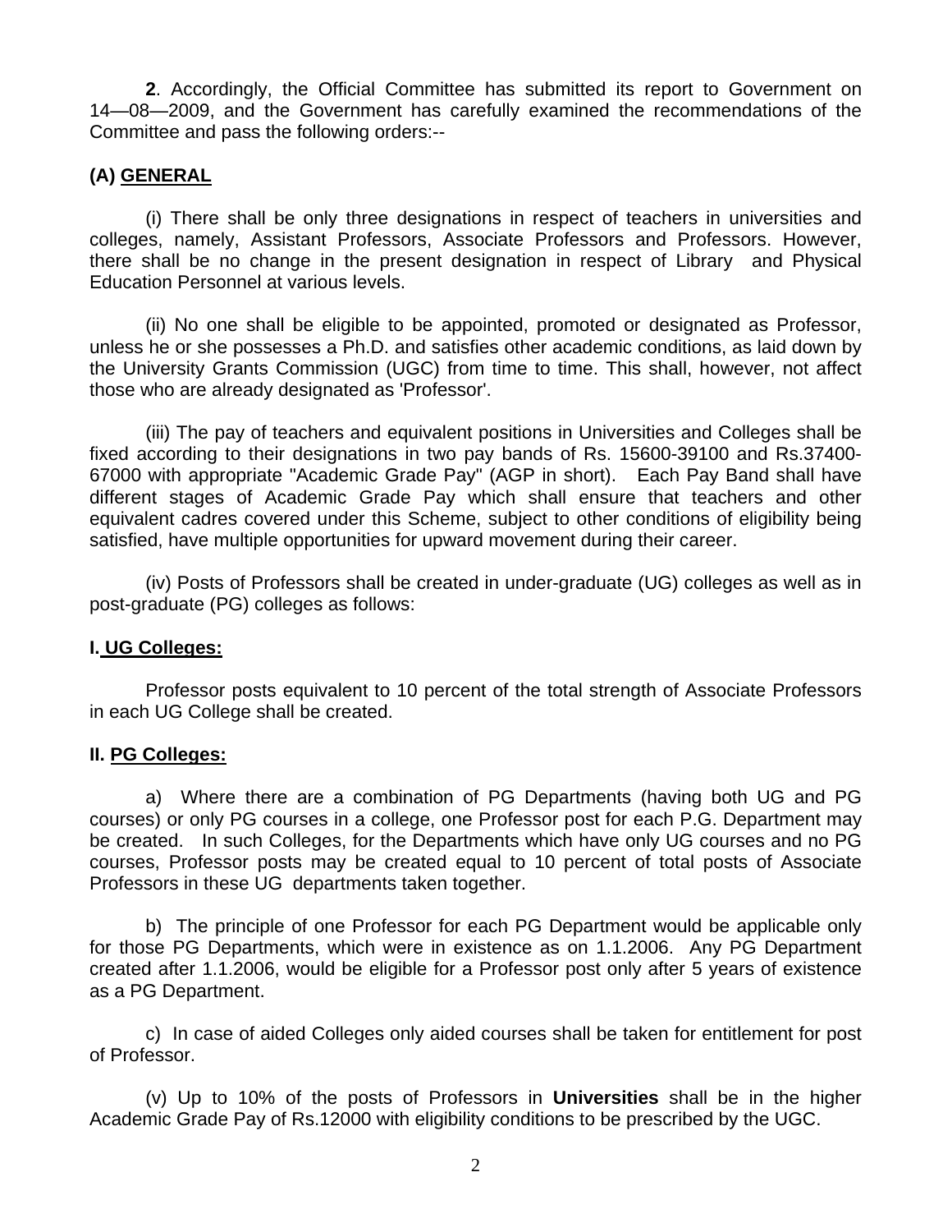**2**. Accordingly, the Official Committee has submitted its report to Government on 14—08—2009, and the Government has carefully examined the recommendations of the Committee and pass the following orders:--

**(A) <u>GENERAL</u>**

(i) There shall be only three designations in respect of teachers in universities and colleges, namely, Assistant Professors, Associate Professors and Professors. However, there shall be no change in the present designation in respect of Library and Physical Education Personnel at various levels.

(ii) No one shall be eligible to be appointed, promoted or designated as Professor, unless he or she possesses a Ph.D. and satisfies other academic conditions, as laid down by the University Grants Commission (UGC) from time to time. This shall, however, not affect those who are already designated as 'Professor'.

(iii) The pay of teachers and equivalent positions in Universities and Colleges shall be fixed according to their designations in two pay bands of Rs. 15600-39100 and Rs.37400-67000 with appropriate "Academic Grade Pay" (AGP in short). Each Pay Band shall have different stages of Academic Grade Pay which shall ensure that teachers and other equivalent cadres covered under this Scheme, subject to other conditions of eligibility being satisfied, have multiple opportunities for upward movement during their career.

(iv) Posts of Professors shall be created in under-graduate (UG) colleges as well as in post-graduate (PG) colleges as follows:

**I. <u>UG Colleges:</u>**

Professor posts equivalent to 10 percent of the total strength of Associate Professors in each UG College shall be created.

**II. <u>PG Colleges:</u>**

a) Where there are a combination of PG Departments (having both UG and PG courses) or only PG courses in a college, one Professor post for each P.G. Department may be created. In such Colleges, for the Departments which have only UG courses and no PG courses, Professor posts may be created equal to 10 percent of total posts of Associate Professors in these UG departments taken together.

b) The principle of one Professor for each PG Department would be applicable only for those PG Departments, which were in existence as on 1.1.2006. Any PG Department created after 1.1.2006, would be eligible for a Professor post only after 5 years of existence as a PG Department.

c) In case of aided Colleges only aided courses shall be taken for entitlement for post of Professor.

(v) Up to 10% of the posts of Professors in **Universities** shall be in the higher Academic Grade Pay of Rs.12000 with eligibility conditions to be prescribed by the UGC.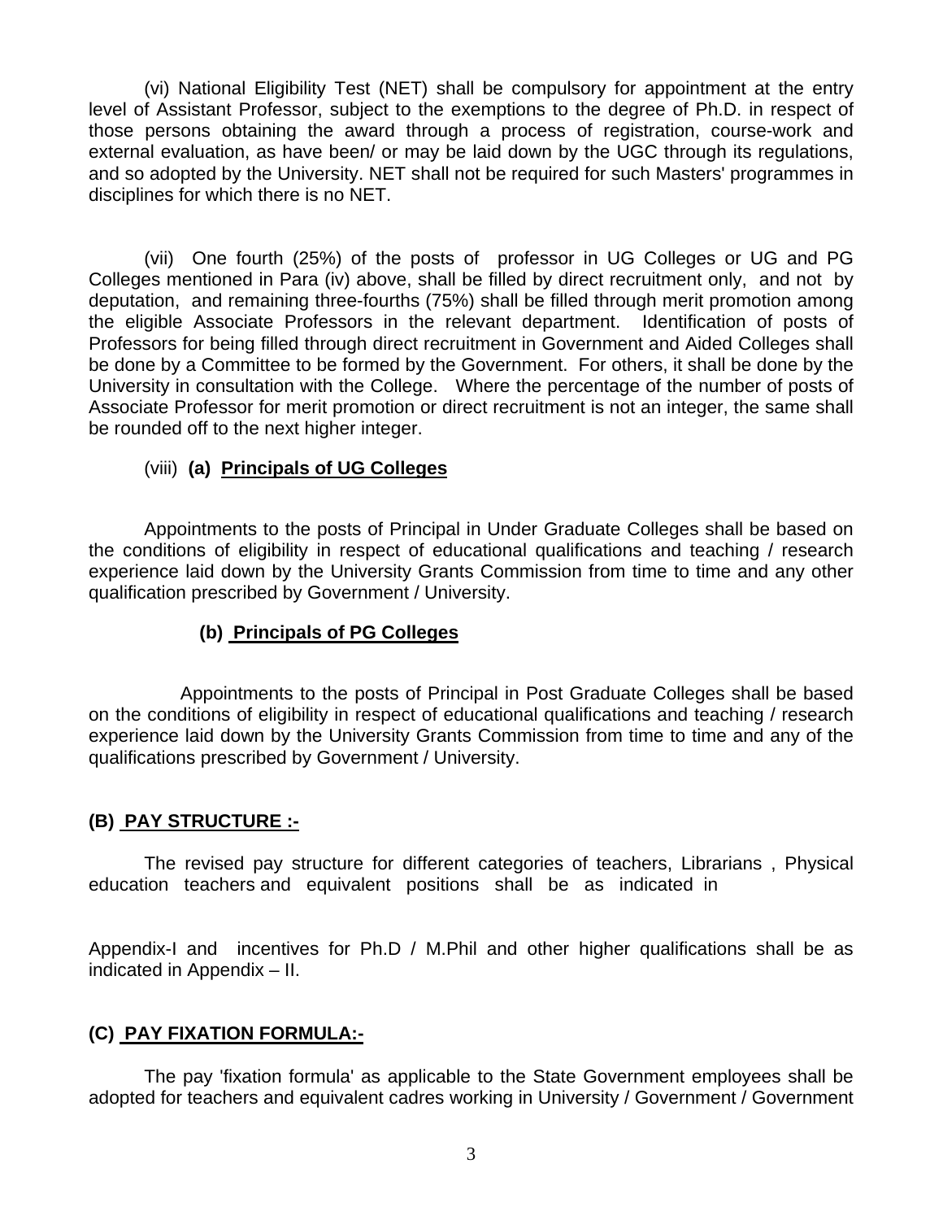(vi) National Eligibility Test (NET) shall be compulsory for appointment at the entry level of Assistant Professor, subject to the exemptions to the degree of Ph.D. in respect of those persons obtaining the award through a process of registration, course-work and external evaluation, as have been/ or may be laid down by the UGC through its regulations, and so adopted by the University. NET shall not be required for such Masters' programmes in disciplines for which there is no NET.

(vii) One fourth (25%) of the posts of professor in UG Colleges or UG and PG Colleges mentioned in Para (iv) above, shall be filled by direct recruitment only, and not by deputation, and remaining three-fourths (75%) shall be filled through merit promotion among the eligible Associate Professors in the relevant department. Identification of posts of Professors for being filled through direct recruitment in Government and Aided Colleges shall be done by a Committee to be formed by the Government. For others, it shall be done by the University in consultation with the College. Where the percentage of the number of posts of Associate Professor for merit promotion or direct recruitment is not an integer, the same shall be rounded off to the next higher integer.

(viii) **(a) <u>Principals of UG Colleges</u>**

Appointments to the posts of Principal in Under Graduate Colleges shall be based on the conditions of eligibility in respect of educational qualifications and teaching / research experience laid down by the University Grants Commission from time to time and any other qualification prescribed by Government / University.

**(b) <u>Principals of PG Colleges</u>**

Appointments to the posts of Principal in Post Graduate Colleges shall be based on the conditions of eligibility in respect of educational qualifications and teaching / research experience laid down by the University Grants Commission from time to time and any of the qualifications prescribed by Government / University.

### (B) <u>PAY STRUCTURE :-</u>

The revised pay structure for different categories of teachers, Librarians , Physical education teachers and equivalent positions shall be as indicated in Appendix-I and incentives for Ph.D / M.Phil and other higher qualifications shall be as indicated in Appendix – II.

### (C) <u>PAY FIXATION FORMULA:-</u>

The pay 'fixation formula' as applicable to the State Government employees shall be adopted for teachers and equivalent cadres working in University / Government / Government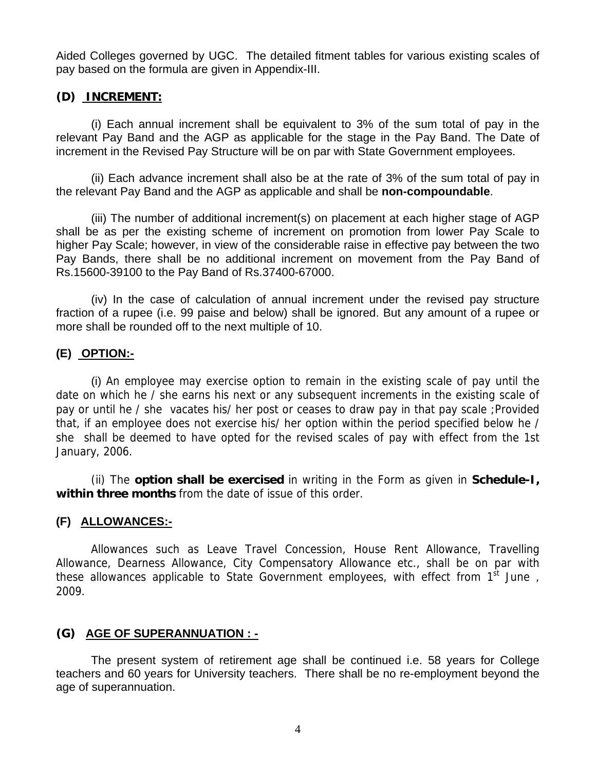Aided Colleges governed by UGC. The detailed fitment tables for various existing scales of pay based on the formula are given in Appendix-III.

### (D) INCREMENT:

(i) Each annual increment shall be equivalent to 3% of the sum total of pay in the relevant Pay Band and the AGP as applicable for the stage in the Pay Band. The Date of increment in the Revised Pay Structure will be on par with State Government employees.

(ii) Each advance increment shall also be at the rate of 3% of the sum total of pay in the relevant Pay Band and the AGP as applicable and shall be **non-compoundable**.

(iii) The number of additional increment(s) on placement at each higher stage of AGP shall be as per the existing scheme of increment on promotion from lower Pay Scale to higher Pay Scale; however, in view of the considerable raise in effective pay between the two Pay Bands, there shall be no additional increment on movement from the Pay Band of Rs.15600-39100 to the Pay Band of Rs.37400-67000.

(iv) In the case of calculation of annual increment under the revised pay structure fraction of a rupee (i.e. 99 paise and below) shall be ignored. But any amount of a rupee or more shall be rounded off to the next multiple of 10.

### (E) OPTION:-

(i) An employee may exercise option to remain in the existing scale of pay until the date on which he / she earns his next or any subsequent increments in the existing scale of pay or until he / she vacates his/ her post or ceases to draw pay in that pay scale ;Provided that, if an employee does not exercise his/ her option within the period specified below he / she shall be deemed to have opted for the revised scales of pay with effect from the 1st January, 2006.

(ii) The **option shall be exercised** in writing in the Form as given in **Schedule-I, within three months** from the date of issue of this order.

### (F) ALLOWANCES:-

Allowances such as Leave Travel Concession, House Rent Allowance, Travelling Allowance, Dearness Allowance, City Compensatory Allowance etc., shall be on par with these allowances applicable to State Government employees, with effect from 1st June , 2009.

### (G) AGE OF SUPERANNUATION : -

The present system of retirement age shall be continued i.e. 58 years for College teachers and 60 years for University teachers. There shall be no re-employment beyond the age of superannuation.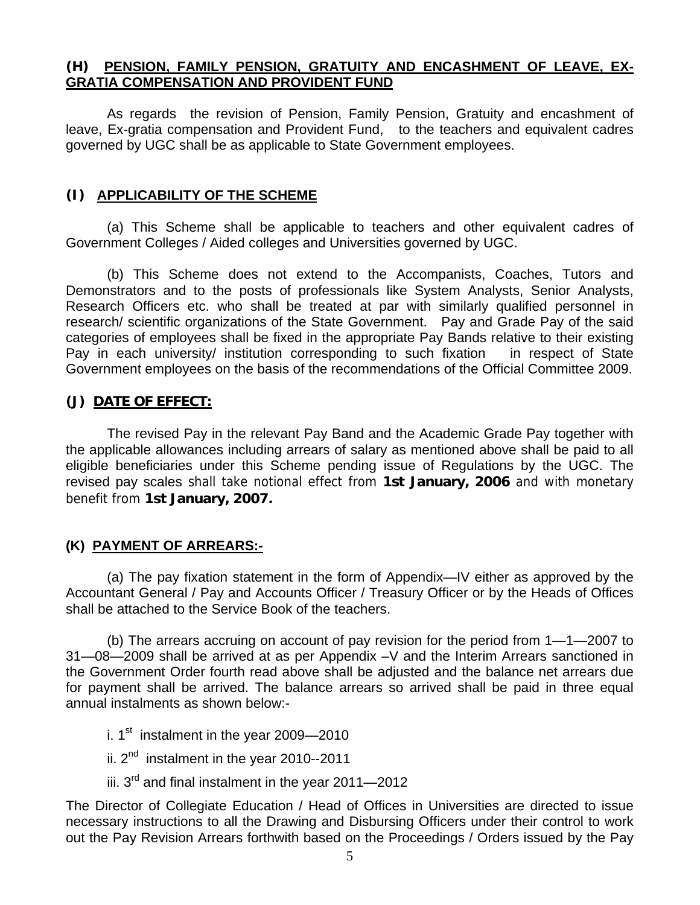## (H) PENSION, FAMILY PENSION, GRATUITY AND ENCASHMENT OF LEAVE, EX-GRATIA COMPENSATION AND PROVIDENT FUND

As regards the revision of Pension, Family Pension, Gratuity and encashment of leave, Ex-gratia compensation and Provident Fund, to the teachers and equivalent cadres governed by UGC shall be as applicable to State Government employees.

## (I) APPLICABILITY OF THE SCHEME

(a) This Scheme shall be applicable to teachers and other equivalent cadres of Government Colleges / Aided colleges and Universities governed by UGC.

(b) This Scheme does not extend to the Accompanists, Coaches, Tutors and Demonstrators and to the posts of professionals like System Analysts, Senior Analysts, Research Officers etc. who shall be treated at par with similarly qualified personnel in research/ scientific organizations of the State Government. Pay and Grade Pay of the said categories of employees shall be fixed in the appropriate Pay Bands relative to their existing Pay in each university/ institution corresponding to such fixation in respect of State Government employees on the basis of the recommendations of the Official Committee 2009.

## (J) DATE OF EFFECT:

The revised Pay in the relevant Pay Band and the Academic Grade Pay together with the applicable allowances including arrears of salary as mentioned above shall be paid to all eligible beneficiaries under this Scheme pending issue of Regulations by the UGC. The revised pay scales shall take notional effect from **1st January, 2006** and with monetary benefit from **1st January, 2007.**

## (K) PAYMENT OF ARREARS:-

(a) The pay fixation statement in the form of Appendix—IV either as approved by the Accountant General / Pay and Accounts Officer / Treasury Officer or by the Heads of Offices shall be attached to the Service Book of the teachers.

(b) The arrears accruing on account of pay revision for the period from 1—1—2007 to 31—08—2009 shall be arrived at as per Appendix –V and the Interim Arrears sanctioned in the Government Order fourth read above shall be adjusted and the balance net arrears due for payment shall be arrived. The balance arrears so arrived shall be paid in three equal annual instalments as shown below:-

i. 1st instalment in the year 2009—2010

ii. 2nd instalment in the year 2010--2011

iii. 3rd and final instalment in the year 2011—2012

The Director of Collegiate Education / Head of Offices in Universities are directed to issue necessary instructions to all the Drawing and Disbursing Officers under their control to work out the Pay Revision Arrears forthwith based on the Proceedings / Orders issued by the Pay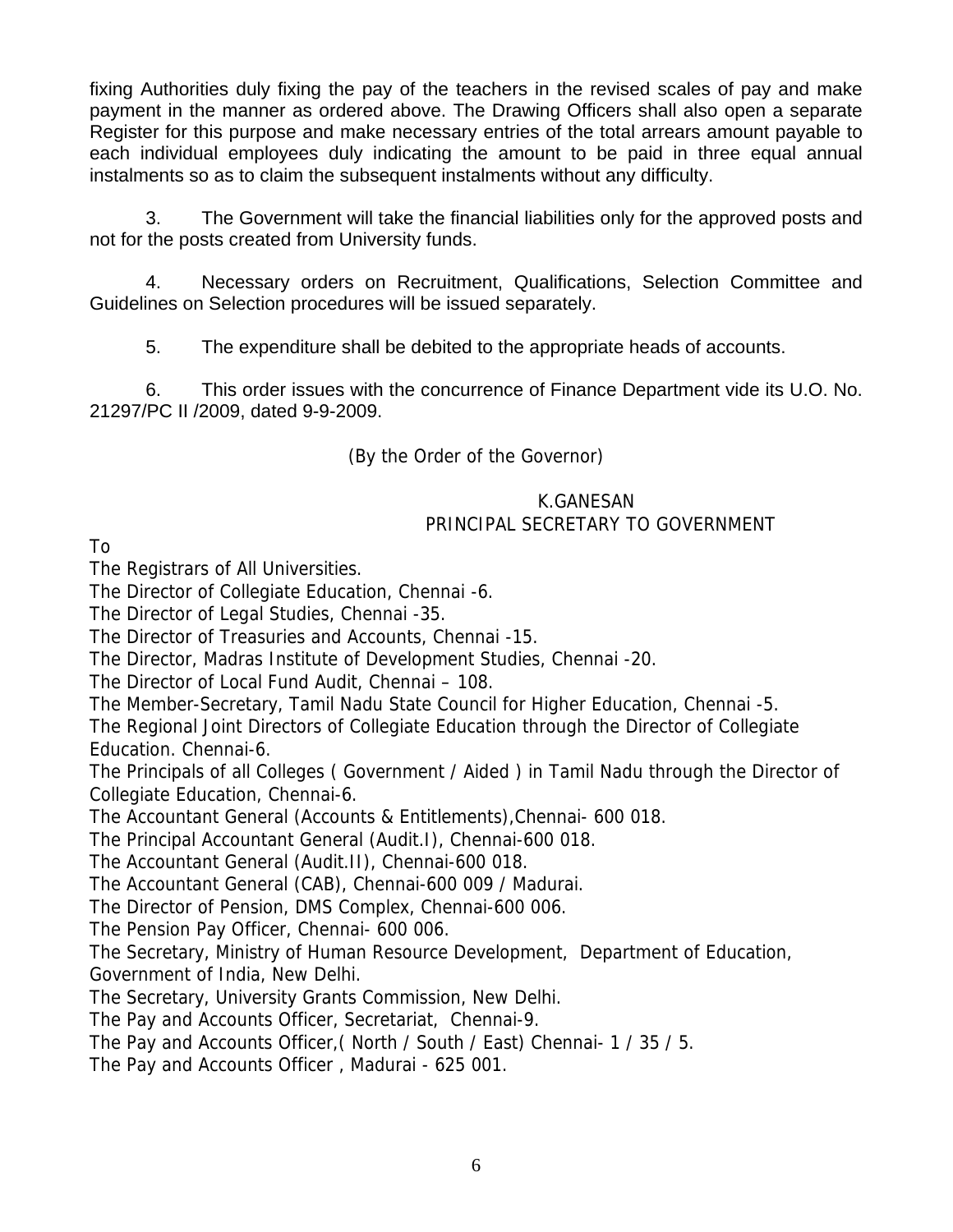fixing Authorities duly fixing the pay of the teachers in the revised scales of pay and make payment in the manner as ordered above. The Drawing Officers shall also open a separate Register for this purpose and make necessary entries of the total arrears amount payable to each individual employees duly indicating the amount to be paid in three equal annual instalments so as to claim the subsequent instalments without any difficulty.

3. The Government will take the financial liabilities only for the approved posts and not for the posts created from University funds.

4. Necessary orders on Recruitment, Qualifications, Selection Committee and Guidelines on Selection procedures will be issued separately.

5. The expenditure shall be debited to the appropriate heads of accounts.

6. This order issues with the concurrence of Finance Department vide its U.O. No. 21297/PC II /2009, dated 9-9-2009.

(By the Order of the Governor)

K.GANESAN
PRINCIPAL SECRETARY TO GOVERNMENT

To

The Registrars of All Universities.
The Director of Collegiate Education, Chennai -6.
The Director of Legal Studies, Chennai -35.
The Director of Treasuries and Accounts, Chennai -15.
The Director, Madras Institute of Development Studies, Chennai -20.
The Director of Local Fund Audit, Chennai – 108.
The Member-Secretary, Tamil Nadu State Council for Higher Education, Chennai -5.
The Regional Joint Directors of Collegiate Education through the Director of Collegiate Education. Chennai-6.
The Principals of all Colleges ( Government / Aided ) in Tamil Nadu through the Director of Collegiate Education, Chennai-6.
The Accountant General (Accounts & Entitlements),Chennai- 600 018.
The Principal Accountant General (Audit.I), Chennai-600 018.
The Accountant General (Audit.II), Chennai-600 018.
The Accountant General (CAB), Chennai-600 009 / Madurai.
The Director of Pension, DMS Complex, Chennai-600 006.
The Pension Pay Officer, Chennai- 600 006.
The Secretary, Ministry of Human Resource Development, Department of Education, Government of India, New Delhi.
The Secretary, University Grants Commission, New Delhi.
The Pay and Accounts Officer, Secretariat, Chennai-9.
The Pay and Accounts Officer,( North / South / East) Chennai- 1 / 35 / 5.
The Pay and Accounts Officer , Madurai - 625 001.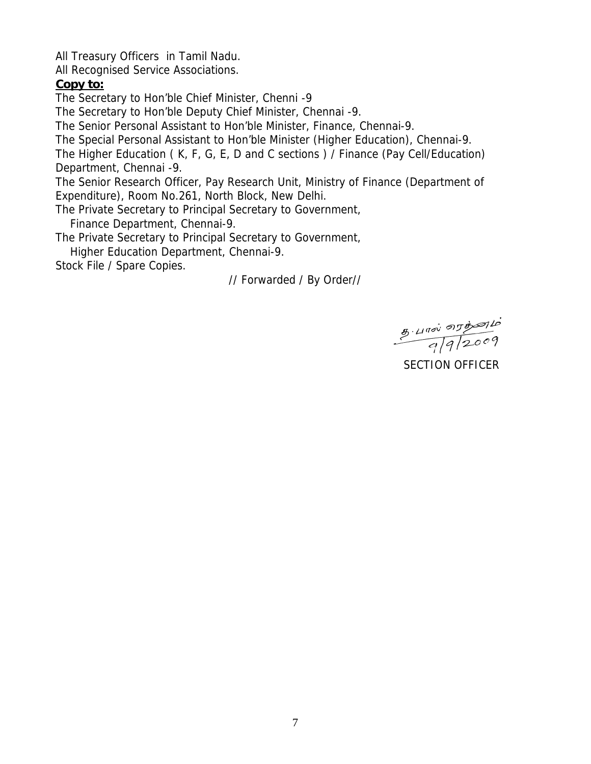All Treasury Officers in Tamil Nadu.

All Recognised Service Associations.

**Copy to:**

The Secretary to Hon'ble Chief Minister, Chenni -9

The Secretary to Hon'ble Deputy Chief Minister, Chennai -9.

The Senior Personal Assistant to Hon'ble Minister, Finance, Chennai-9.

The Special Personal Assistant to Hon'ble Minister (Higher Education), Chennai-9.

The Higher Education ( K, F, G, E, D and C sections ) / Finance (Pay Cell/Education) Department, Chennai -9.

The Senior Research Officer, Pay Research Unit, Ministry of Finance (Department of Expenditure), Room No.261, North Block, New Delhi.

The Private Secretary to Principal Secretary to Government,
Finance Department, Chennai-9.

The Private Secretary to Principal Secretary to Government,
Higher Education Department, Chennai-9.

Stock File / Spare Copies.

// Forwarded / By Order//

த.பால் ரத்னம்
9/9/2009

SECTION OFFICER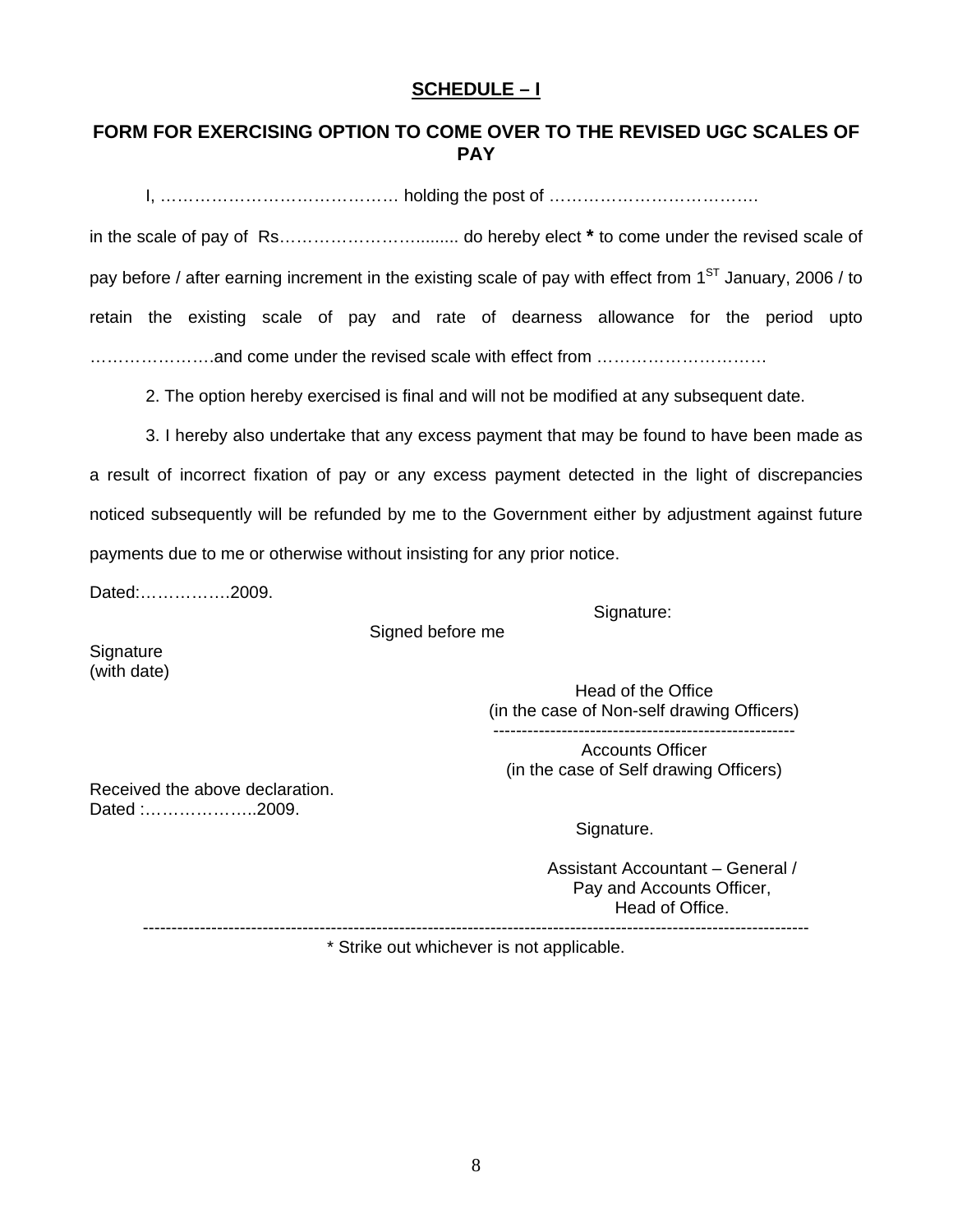**<u>SCHEDULE – I</u>**

**FORM FOR EXERCISING OPTION TO COME OVER TO THE REVISED UGC SCALES OF PAY**

I, …………………………………… holding the post of ……………………………….

in the scale of pay of Rs……………………......... do hereby elect **\*** to come under the revised scale of pay before / after earning increment in the existing scale of pay with effect from 1ST January, 2006 / to retain the existing scale of pay and rate of dearness allowance for the period upto ………………….and come under the revised scale with effect from ………………………….

2. The option hereby exercised is final and will not be modified at any subsequent date.

3. I hereby also undertake that any excess payment that may be found to have been made as a result of incorrect fixation of pay or any excess payment detected in the light of discrepancies noticed subsequently will be refunded by me to the Government either by adjustment against future payments due to me or otherwise without insisting for any prior notice.

Dated:…………….2009.

Signature:

Signed before me

Signature
(with date)

Head of the Office
(in the case of Non-self drawing Officers)
-----------------------------------------------------
Accounts Officer
(in the case of Self drawing Officers)

Received the above declaration.
Dated :………………..2009.

Signature.

Assistant Accountant – General /
Pay and Accounts Officer,
Head of Office.

---

\* Strike out whichever is not applicable.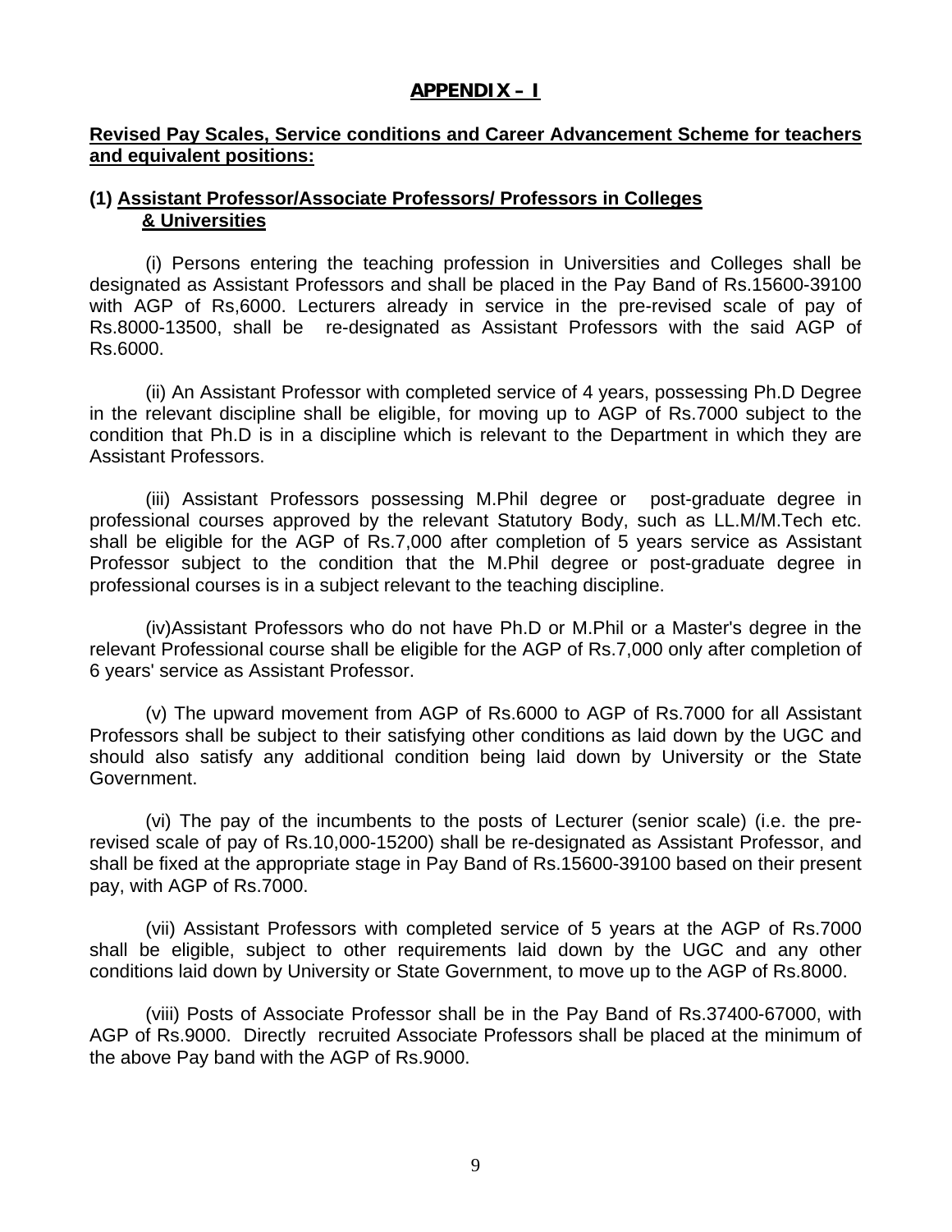## APPENDIX – I

**Revised Pay Scales, Service conditions and Career Advancement Scheme for teachers and equivalent positions:**

### (1) Assistant Professor/Associate Professors/ Professors in Colleges & Universities

(i) Persons entering the teaching profession in Universities and Colleges shall be designated as Assistant Professors and shall be placed in the Pay Band of Rs.15600-39100 with AGP of Rs,6000. Lecturers already in service in the pre-revised scale of pay of Rs.8000-13500, shall be re-designated as Assistant Professors with the said AGP of Rs.6000.

(ii) An Assistant Professor with completed service of 4 years, possessing Ph.D Degree in the relevant discipline shall be eligible, for moving up to AGP of Rs.7000 subject to the condition that Ph.D is in a discipline which is relevant to the Department in which they are Assistant Professors.

(iii) Assistant Professors possessing M.Phil degree or post-graduate degree in professional courses approved by the relevant Statutory Body, such as LL.M/M.Tech etc. shall be eligible for the AGP of Rs.7,000 after completion of 5 years service as Assistant Professor subject to the condition that the M.Phil degree or post-graduate degree in professional courses is in a subject relevant to the teaching discipline.

(iv)Assistant Professors who do not have Ph.D or M.Phil or a Master's degree in the relevant Professional course shall be eligible for the AGP of Rs.7,000 only after completion of 6 years' service as Assistant Professor.

(v) The upward movement from AGP of Rs.6000 to AGP of Rs.7000 for all Assistant Professors shall be subject to their satisfying other conditions as laid down by the UGC and should also satisfy any additional condition being laid down by University or the State Government.

(vi) The pay of the incumbents to the posts of Lecturer (senior scale) (i.e. the pre-revised scale of pay of Rs.10,000-15200) shall be re-designated as Assistant Professor, and shall be fixed at the appropriate stage in Pay Band of Rs.15600-39100 based on their present pay, with AGP of Rs.7000.

(vii) Assistant Professors with completed service of 5 years at the AGP of Rs.7000 shall be eligible, subject to other requirements laid down by the UGC and any other conditions laid down by University or State Government, to move up to the AGP of Rs.8000.

(viii) Posts of Associate Professor shall be in the Pay Band of Rs.37400-67000, with AGP of Rs.9000. Directly recruited Associate Professors shall be placed at the minimum of the above Pay band with the AGP of Rs.9000.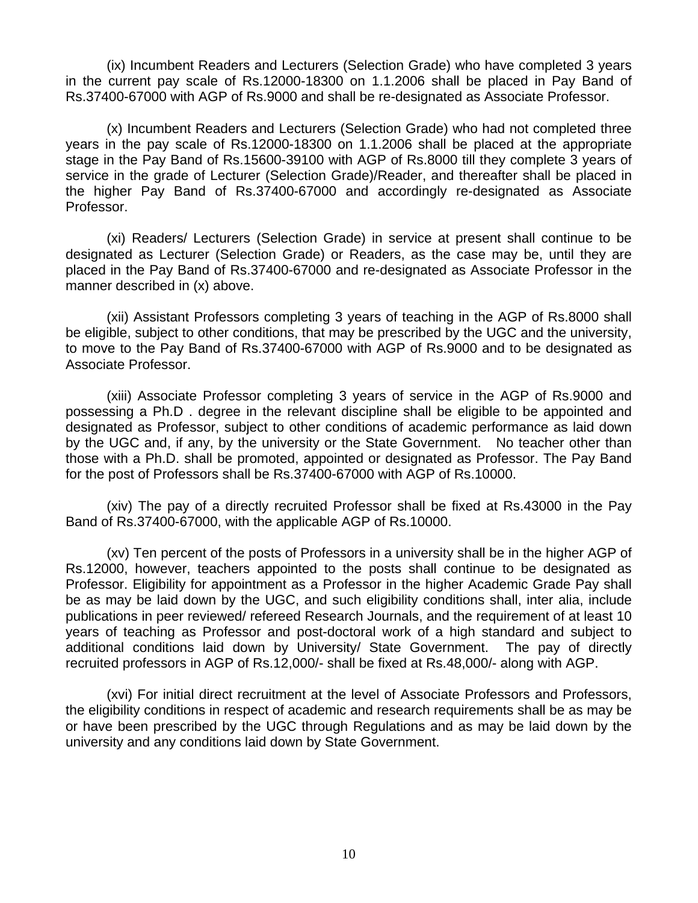(ix) Incumbent Readers and Lecturers (Selection Grade) who have completed 3 years in the current pay scale of Rs.12000-18300 on 1.1.2006 shall be placed in Pay Band of Rs.37400-67000 with AGP of Rs.9000 and shall be re-designated as Associate Professor.

(x) Incumbent Readers and Lecturers (Selection Grade) who had not completed three years in the pay scale of Rs.12000-18300 on 1.1.2006 shall be placed at the appropriate stage in the Pay Band of Rs.15600-39100 with AGP of Rs.8000 till they complete 3 years of service in the grade of Lecturer (Selection Grade)/Reader, and thereafter shall be placed in the higher Pay Band of Rs.37400-67000 and accordingly re-designated as Associate Professor.

(xi) Readers/ Lecturers (Selection Grade) in service at present shall continue to be designated as Lecturer (Selection Grade) or Readers, as the case may be, until they are placed in the Pay Band of Rs.37400-67000 and re-designated as Associate Professor in the manner described in (x) above.

(xii) Assistant Professors completing 3 years of teaching in the AGP of Rs.8000 shall be eligible, subject to other conditions, that may be prescribed by the UGC and the university, to move to the Pay Band of Rs.37400-67000 with AGP of Rs.9000 and to be designated as Associate Professor.

(xiii) Associate Professor completing 3 years of service in the AGP of Rs.9000 and possessing a Ph.D . degree in the relevant discipline shall be eligible to be appointed and designated as Professor, subject to other conditions of academic performance as laid down by the UGC and, if any, by the university or the State Government. No teacher other than those with a Ph.D. shall be promoted, appointed or designated as Professor. The Pay Band for the post of Professors shall be Rs.37400-67000 with AGP of Rs.10000.

(xiv) The pay of a directly recruited Professor shall be fixed at Rs.43000 in the Pay Band of Rs.37400-67000, with the applicable AGP of Rs.10000.

(xv) Ten percent of the posts of Professors in a university shall be in the higher AGP of Rs.12000, however, teachers appointed to the posts shall continue to be designated as Professor. Eligibility for appointment as a Professor in the higher Academic Grade Pay shall be as may be laid down by the UGC, and such eligibility conditions shall, inter alia, include publications in peer reviewed/ refereed Research Journals, and the requirement of at least 10 years of teaching as Professor and post-doctoral work of a high standard and subject to additional conditions laid down by University/ State Government. The pay of directly recruited professors in AGP of Rs.12,000/- shall be fixed at Rs.48,000/- along with AGP.

(xvi) For initial direct recruitment at the level of Associate Professors and Professors, the eligibility conditions in respect of academic and research requirements shall be as may be or have been prescribed by the UGC through Regulations and as may be laid down by the university and any conditions laid down by State Government.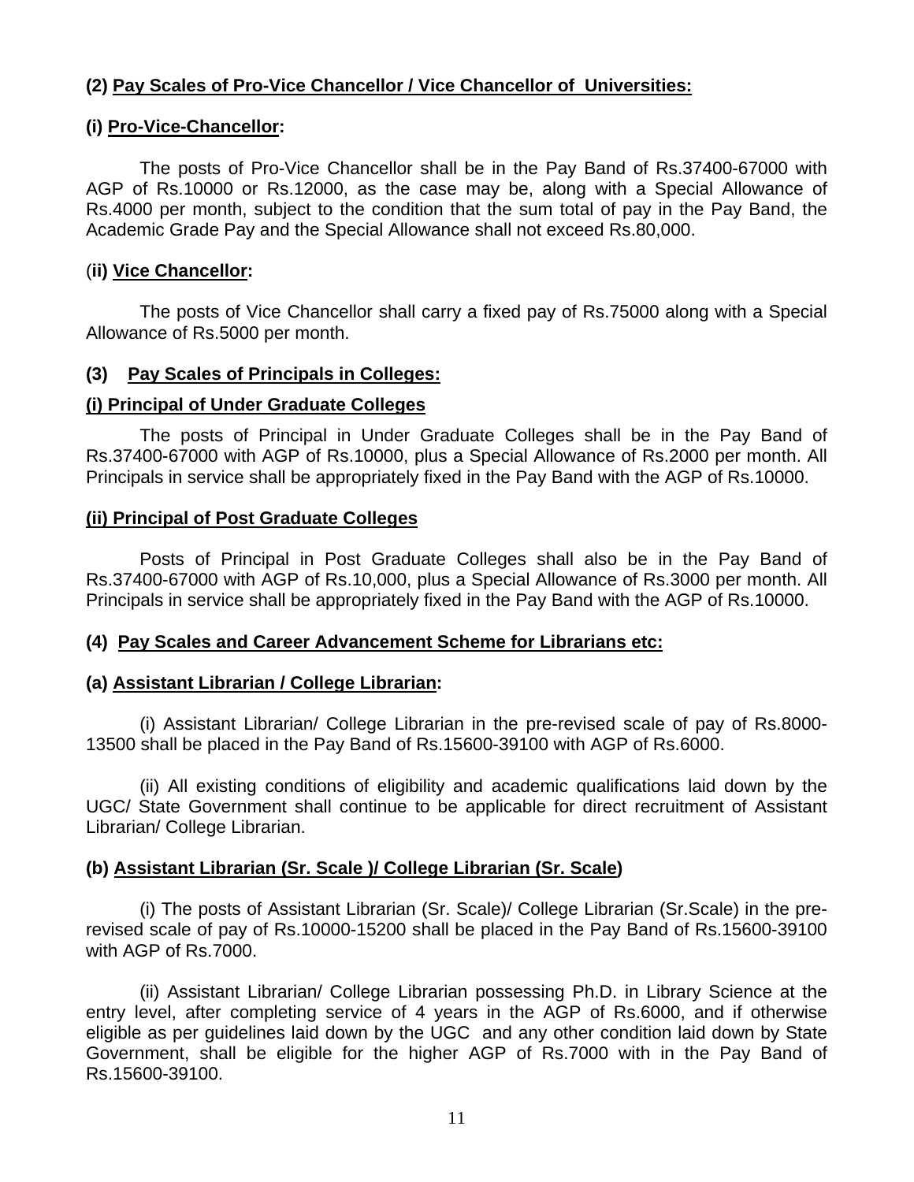**(2) Pay Scales of Pro-Vice Chancellor / Vice Chancellor of Universities:**

**(i) Pro-Vice-Chancellor:**

The posts of Pro-Vice Chancellor shall be in the Pay Band of Rs.37400-67000 with AGP of Rs.10000 or Rs.12000, as the case may be, along with a Special Allowance of Rs.4000 per month, subject to the condition that the sum total of pay in the Pay Band, the Academic Grade Pay and the Special Allowance shall not exceed Rs.80,000.

**(ii) Vice Chancellor:**

The posts of Vice Chancellor shall carry a fixed pay of Rs.75000 along with a Special Allowance of Rs.5000 per month.

**(3) Pay Scales of Principals in Colleges:**

**(i) Principal of Under Graduate Colleges**

The posts of Principal in Under Graduate Colleges shall be in the Pay Band of Rs.37400-67000 with AGP of Rs.10000, plus a Special Allowance of Rs.2000 per month. All Principals in service shall be appropriately fixed in the Pay Band with the AGP of Rs.10000.

**(ii) Principal of Post Graduate Colleges**

Posts of Principal in Post Graduate Colleges shall also be in the Pay Band of Rs.37400-67000 with AGP of Rs.10,000, plus a Special Allowance of Rs.3000 per month. All Principals in service shall be appropriately fixed in the Pay Band with the AGP of Rs.10000.

**(4) Pay Scales and Career Advancement Scheme for Librarians etc:**

**(a) Assistant Librarian / College Librarian:**

(i) Assistant Librarian/ College Librarian in the pre-revised scale of pay of Rs.8000-13500 shall be placed in the Pay Band of Rs.15600-39100 with AGP of Rs.6000.

(ii) All existing conditions of eligibility and academic qualifications laid down by the UGC/ State Government shall continue to be applicable for direct recruitment of Assistant Librarian/ College Librarian.

**(b) Assistant Librarian (Sr. Scale )/ College Librarian (Sr. Scale)**

(i) The posts of Assistant Librarian (Sr. Scale)/ College Librarian (Sr.Scale) in the pre-revised scale of pay of Rs.10000-15200 shall be placed in the Pay Band of Rs.15600-39100 with AGP of Rs.7000.

(ii) Assistant Librarian/ College Librarian possessing Ph.D. in Library Science at the entry level, after completing service of 4 years in the AGP of Rs.6000, and if otherwise eligible as per guidelines laid down by the UGC and any other condition laid down by State Government, shall be eligible for the higher AGP of Rs.7000 with in the Pay Band of Rs.15600-39100.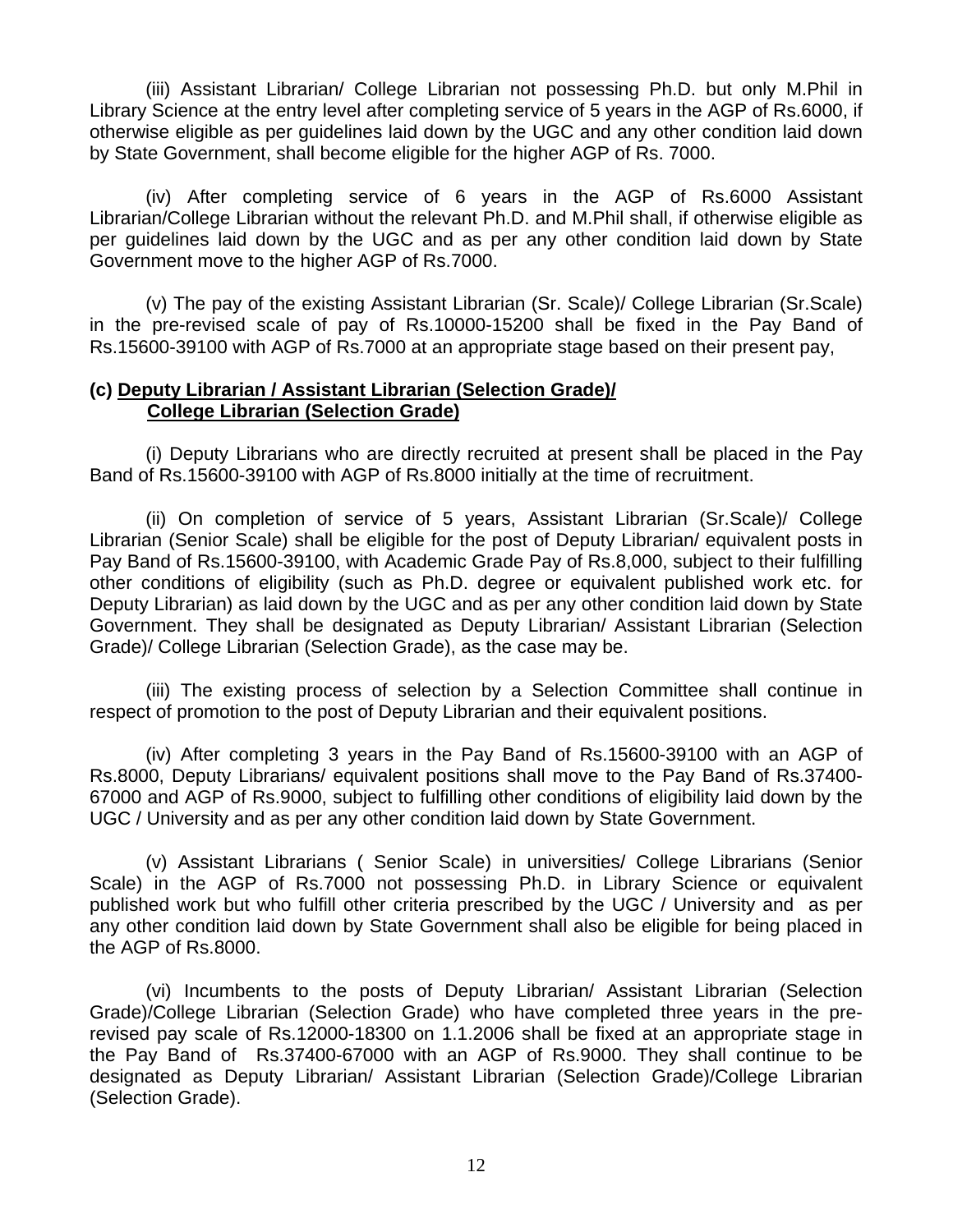(iii) Assistant Librarian/ College Librarian not possessing Ph.D. but only M.Phil in Library Science at the entry level after completing service of 5 years in the AGP of Rs.6000, if otherwise eligible as per guidelines laid down by the UGC and any other condition laid down by State Government, shall become eligible for the higher AGP of Rs. 7000.

(iv) After completing service of 6 years in the AGP of Rs.6000 Assistant Librarian/College Librarian without the relevant Ph.D. and M.Phil shall, if otherwise eligible as per guidelines laid down by the UGC and as per any other condition laid down by State Government move to the higher AGP of Rs.7000.

(v) The pay of the existing Assistant Librarian (Sr. Scale)/ College Librarian (Sr.Scale) in the pre-revised scale of pay of Rs.10000-15200 shall be fixed in the Pay Band of Rs.15600-39100 with AGP of Rs.7000 at an appropriate stage based on their present pay,

**(c) <u>Deputy Librarian / Assistant Librarian (Selection Grade)/ College Librarian (Selection Grade)</u>**

(i) Deputy Librarians who are directly recruited at present shall be placed in the Pay Band of Rs.15600-39100 with AGP of Rs.8000 initially at the time of recruitment.

(ii) On completion of service of 5 years, Assistant Librarian (Sr.Scale)/ College Librarian (Senior Scale) shall be eligible for the post of Deputy Librarian/ equivalent posts in Pay Band of Rs.15600-39100, with Academic Grade Pay of Rs.8,000, subject to their fulfilling other conditions of eligibility (such as Ph.D. degree or equivalent published work etc. for Deputy Librarian) as laid down by the UGC and as per any other condition laid down by State Government. They shall be designated as Deputy Librarian/ Assistant Librarian (Selection Grade)/ College Librarian (Selection Grade), as the case may be.

(iii) The existing process of selection by a Selection Committee shall continue in respect of promotion to the post of Deputy Librarian and their equivalent positions.

(iv) After completing 3 years in the Pay Band of Rs.15600-39100 with an AGP of Rs.8000, Deputy Librarians/ equivalent positions shall move to the Pay Band of Rs.37400-67000 and AGP of Rs.9000, subject to fulfilling other conditions of eligibility laid down by the UGC / University and as per any other condition laid down by State Government.

(v) Assistant Librarians ( Senior Scale) in universities/ College Librarians (Senior Scale) in the AGP of Rs.7000 not possessing Ph.D. in Library Science or equivalent published work but who fulfill other criteria prescribed by the UGC / University and as per any other condition laid down by State Government shall also be eligible for being placed in the AGP of Rs.8000.

(vi) Incumbents to the posts of Deputy Librarian/ Assistant Librarian (Selection Grade)/College Librarian (Selection Grade) who have completed three years in the pre-revised pay scale of Rs.12000-18300 on 1.1.2006 shall be fixed at an appropriate stage in the Pay Band of Rs.37400-67000 with an AGP of Rs.9000. They shall continue to be designated as Deputy Librarian/ Assistant Librarian (Selection Grade)/College Librarian (Selection Grade).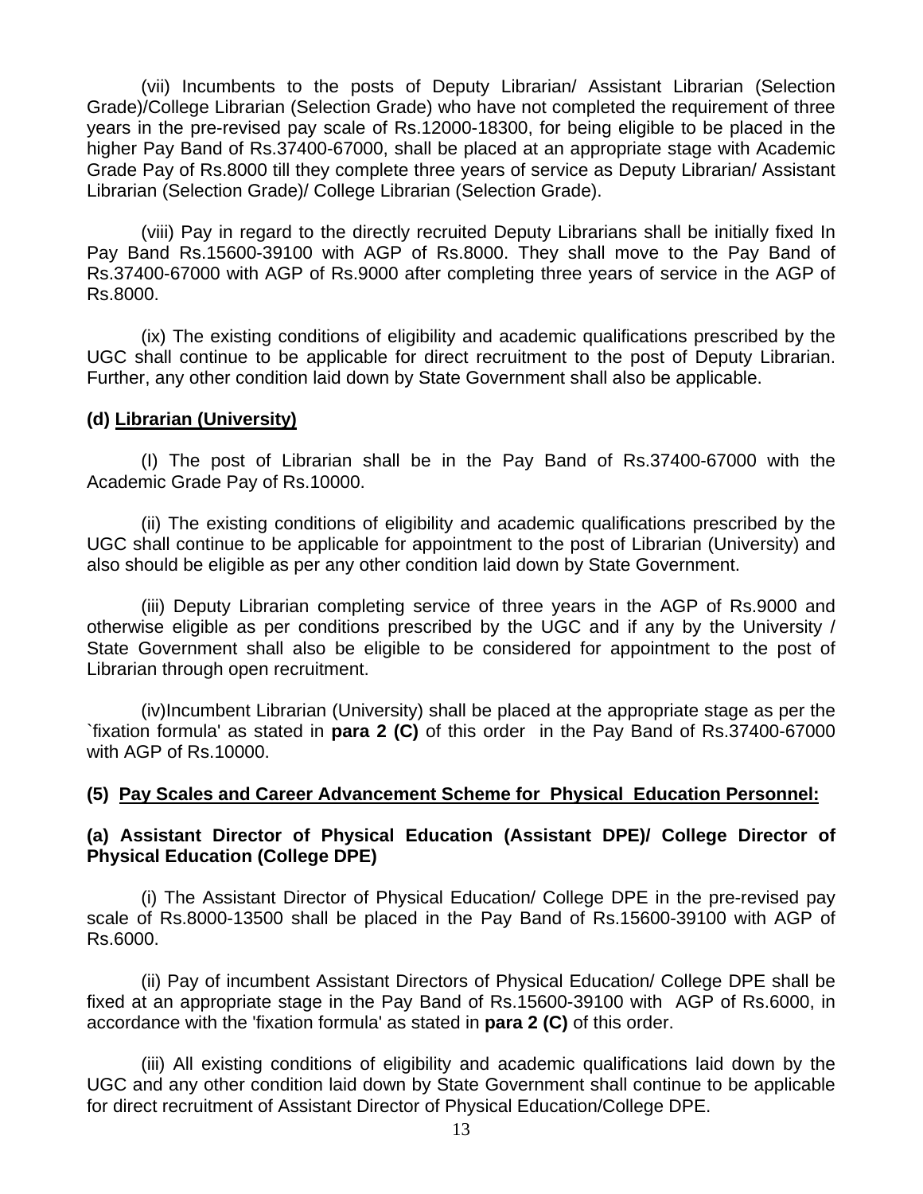(vii) Incumbents to the posts of Deputy Librarian/ Assistant Librarian (Selection Grade)/College Librarian (Selection Grade) who have not completed the requirement of three years in the pre-revised pay scale of Rs.12000-18300, for being eligible to be placed in the higher Pay Band of Rs.37400-67000, shall be placed at an appropriate stage with Academic Grade Pay of Rs.8000 till they complete three years of service as Deputy Librarian/ Assistant Librarian (Selection Grade)/ College Librarian (Selection Grade).

(viii) Pay in regard to the directly recruited Deputy Librarians shall be initially fixed In Pay Band Rs.15600-39100 with AGP of Rs.8000. They shall move to the Pay Band of Rs.37400-67000 with AGP of Rs.9000 after completing three years of service in the AGP of Rs.8000.

(ix) The existing conditions of eligibility and academic qualifications prescribed by the UGC shall continue to be applicable for direct recruitment to the post of Deputy Librarian. Further, any other condition laid down by State Government shall also be applicable.

**(d) Librarian (University)**

(I) The post of Librarian shall be in the Pay Band of Rs.37400-67000 with the Academic Grade Pay of Rs.10000.

(ii) The existing conditions of eligibility and academic qualifications prescribed by the UGC shall continue to be applicable for appointment to the post of Librarian (University) and also should be eligible as per any other condition laid down by State Government.

(iii) Deputy Librarian completing service of three years in the AGP of Rs.9000 and otherwise eligible as per conditions prescribed by the UGC and if any by the University / State Government shall also be eligible to be considered for appointment to the post of Librarian through open recruitment.

(iv)Incumbent Librarian (University) shall be placed at the appropriate stage as per the `fixation formula' as stated in **para 2 (C)** of this order in the Pay Band of Rs.37400-67000 with AGP of Rs.10000.

**(5) Pay Scales and Career Advancement Scheme for Physical Education Personnel:**

**(a) Assistant Director of Physical Education (Assistant DPE)/ College Director of Physical Education (College DPE)**

(i) The Assistant Director of Physical Education/ College DPE in the pre-revised pay scale of Rs.8000-13500 shall be placed in the Pay Band of Rs.15600-39100 with AGP of Rs.6000.

(ii) Pay of incumbent Assistant Directors of Physical Education/ College DPE shall be fixed at an appropriate stage in the Pay Band of Rs.15600-39100 with AGP of Rs.6000, in accordance with the 'fixation formula' as stated in **para 2 (C)** of this order.

(iii) All existing conditions of eligibility and academic qualifications laid down by the UGC and any other condition laid down by State Government shall continue to be applicable for direct recruitment of Assistant Director of Physical Education/College DPE.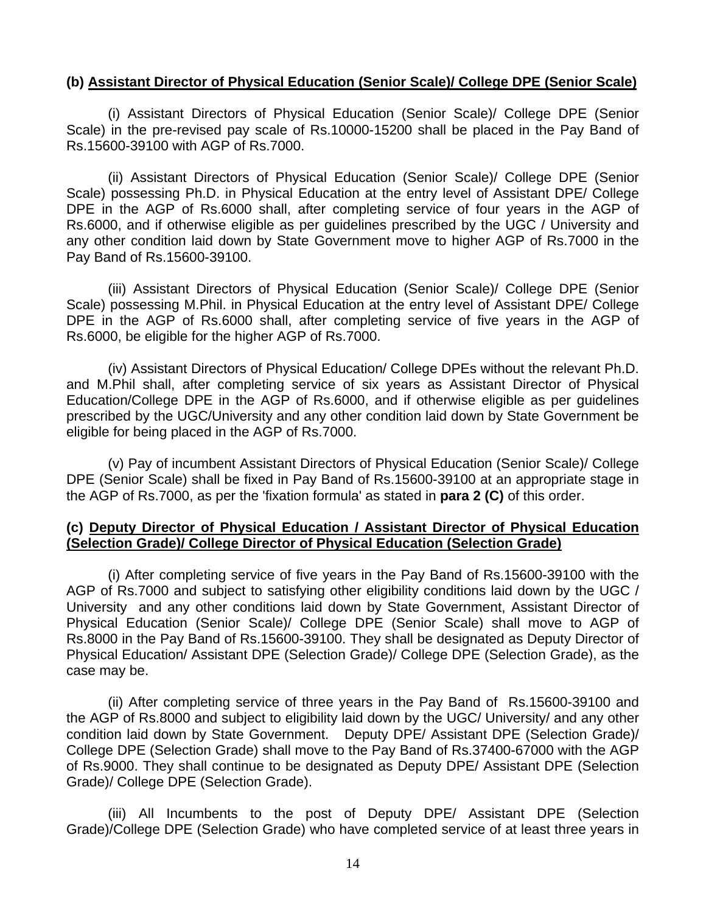**(b) Assistant Director of Physical Education (Senior Scale)/ College DPE (Senior Scale)**

(i) Assistant Directors of Physical Education (Senior Scale)/ College DPE (Senior Scale) in the pre-revised pay scale of Rs.10000-15200 shall be placed in the Pay Band of Rs.15600-39100 with AGP of Rs.7000.

(ii) Assistant Directors of Physical Education (Senior Scale)/ College DPE (Senior Scale) possessing Ph.D. in Physical Education at the entry level of Assistant DPE/ College DPE in the AGP of Rs.6000 shall, after completing service of four years in the AGP of Rs.6000, and if otherwise eligible as per guidelines prescribed by the UGC / University and any other condition laid down by State Government move to higher AGP of Rs.7000 in the Pay Band of Rs.15600-39100.

(iii) Assistant Directors of Physical Education (Senior Scale)/ College DPE (Senior Scale) possessing M.Phil. in Physical Education at the entry level of Assistant DPE/ College DPE in the AGP of Rs.6000 shall, after completing service of five years in the AGP of Rs.6000, be eligible for the higher AGP of Rs.7000.

(iv) Assistant Directors of Physical Education/ College DPEs without the relevant Ph.D. and M.Phil shall, after completing service of six years as Assistant Director of Physical Education/College DPE in the AGP of Rs.6000, and if otherwise eligible as per guidelines prescribed by the UGC/University and any other condition laid down by State Government be eligible for being placed in the AGP of Rs.7000.

(v) Pay of incumbent Assistant Directors of Physical Education (Senior Scale)/ College DPE (Senior Scale) shall be fixed in Pay Band of Rs.15600-39100 at an appropriate stage in the AGP of Rs.7000, as per the 'fixation formula' as stated in **para 2 (C)** of this order.

**(c) Deputy Director of Physical Education / Assistant Director of Physical Education (Selection Grade)/ College Director of Physical Education (Selection Grade)**

(i) After completing service of five years in the Pay Band of Rs.15600-39100 with the AGP of Rs.7000 and subject to satisfying other eligibility conditions laid down by the UGC / University and any other conditions laid down by State Government, Assistant Director of Physical Education (Senior Scale)/ College DPE (Senior Scale) shall move to AGP of Rs.8000 in the Pay Band of Rs.15600-39100. They shall be designated as Deputy Director of Physical Education/ Assistant DPE (Selection Grade)/ College DPE (Selection Grade), as the case may be.

(ii) After completing service of three years in the Pay Band of Rs.15600-39100 and the AGP of Rs.8000 and subject to eligibility laid down by the UGC/ University/ and any other condition laid down by State Government. Deputy DPE/ Assistant DPE (Selection Grade)/ College DPE (Selection Grade) shall move to the Pay Band of Rs.37400-67000 with the AGP of Rs.9000. They shall continue to be designated as Deputy DPE/ Assistant DPE (Selection Grade)/ College DPE (Selection Grade).

(iii) All Incumbents to the post of Deputy DPE/ Assistant DPE (Selection Grade)/College DPE (Selection Grade) who have completed service of at least three years in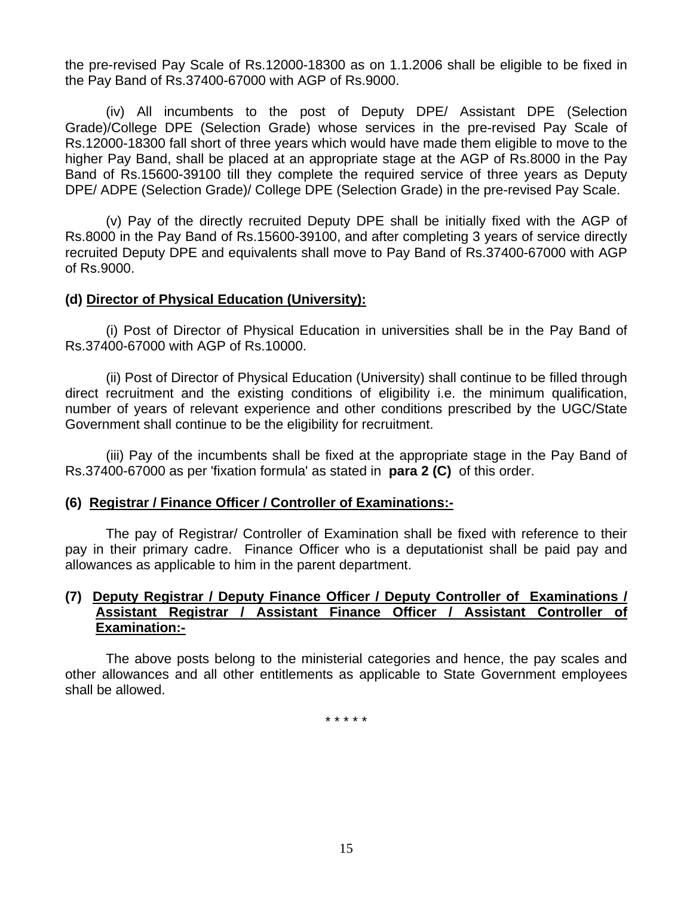the pre-revised Pay Scale of Rs.12000-18300 as on 1.1.2006 shall be eligible to be fixed in the Pay Band of Rs.37400-67000 with AGP of Rs.9000.

(iv) All incumbents to the post of Deputy DPE/ Assistant DPE (Selection Grade)/College DPE (Selection Grade) whose services in the pre-revised Pay Scale of Rs.12000-18300 fall short of three years which would have made them eligible to move to the higher Pay Band, shall be placed at an appropriate stage at the AGP of Rs.8000 in the Pay Band of Rs.15600-39100 till they complete the required service of three years as Deputy DPE/ ADPE (Selection Grade)/ College DPE (Selection Grade) in the pre-revised Pay Scale.

(v) Pay of the directly recruited Deputy DPE shall be initially fixed with the AGP of Rs.8000 in the Pay Band of Rs.15600-39100, and after completing 3 years of service directly recruited Deputy DPE and equivalents shall move to Pay Band of Rs.37400-67000 with AGP of Rs.9000.

**(d) <u>Director of Physical Education (University):</u>**

(i) Post of Director of Physical Education in universities shall be in the Pay Band of Rs.37400-67000 with AGP of Rs.10000.

(ii) Post of Director of Physical Education (University) shall continue to be filled through direct recruitment and the existing conditions of eligibility i.e. the minimum qualification, number of years of relevant experience and other conditions prescribed by the UGC/State Government shall continue to be the eligibility for recruitment.

(iii) Pay of the incumbents shall be fixed at the appropriate stage in the Pay Band of Rs.37400-67000 as per 'fixation formula' as stated in **para 2 (C)** of this order.

**(6) <u>Registrar / Finance Officer / Controller of Examinations:-</u>**

The pay of Registrar/ Controller of Examination shall be fixed with reference to their pay in their primary cadre. Finance Officer who is a deputationist shall be paid pay and allowances as applicable to him in the parent department.

**(7) <u>Deputy Registrar / Deputy Finance Officer / Deputy Controller of Examinations / Assistant Registrar / Assistant Finance Officer / Assistant Controller of Examination:-</u>**

The above posts belong to the ministerial categories and hence, the pay scales and other allowances and all other entitlements as applicable to State Government employees shall be allowed.

\* \* \* \* \*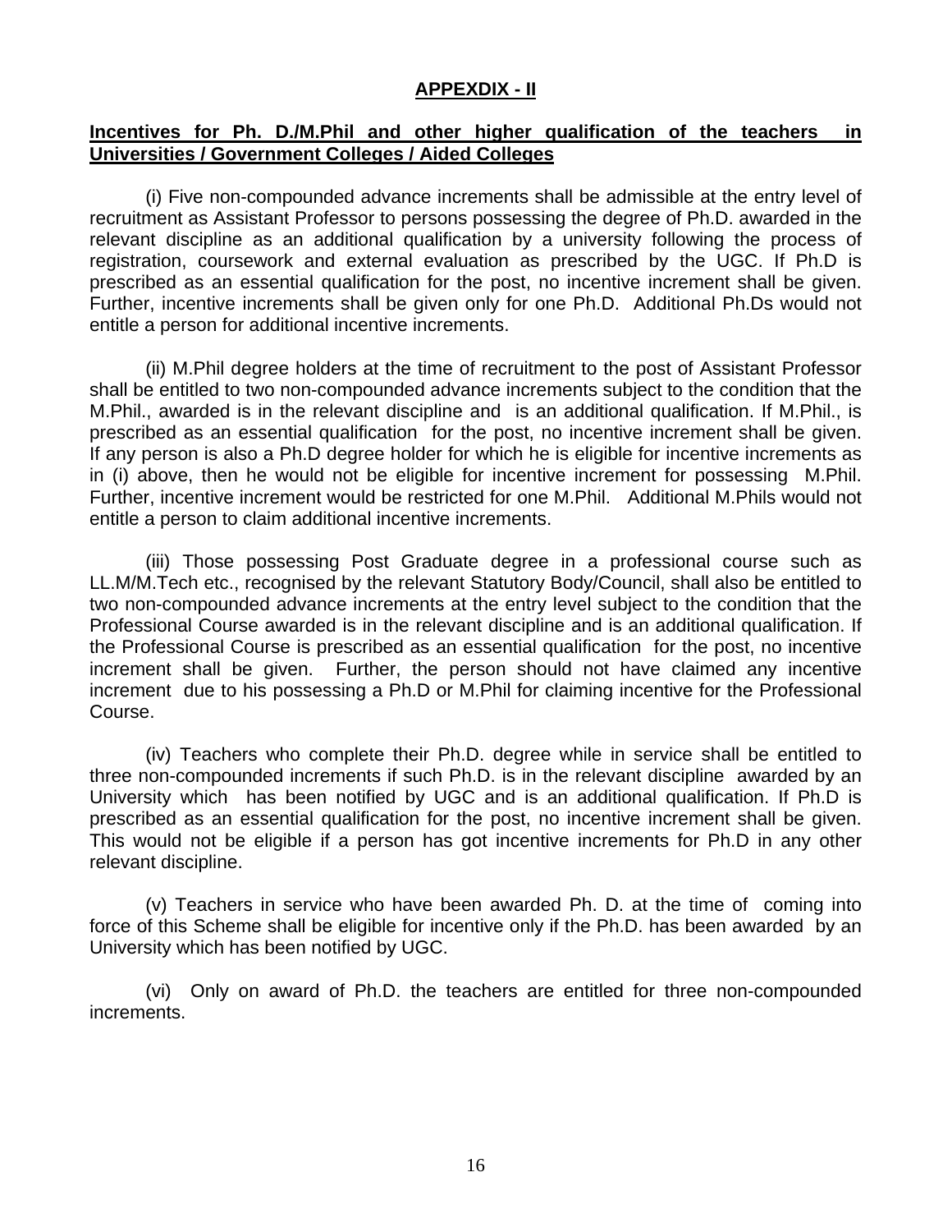## APPEXDIX - II

**Incentives for Ph. D./M.Phil and other higher qualification of the teachers in Universities / Government Colleges / Aided Colleges**

(i) Five non-compounded advance increments shall be admissible at the entry level of recruitment as Assistant Professor to persons possessing the degree of Ph.D. awarded in the relevant discipline as an additional qualification by a university following the process of registration, coursework and external evaluation as prescribed by the UGC. If Ph.D is prescribed as an essential qualification for the post, no incentive increment shall be given. Further, incentive increments shall be given only for one Ph.D. Additional Ph.Ds would not entitle a person for additional incentive increments.

(ii) M.Phil degree holders at the time of recruitment to the post of Assistant Professor shall be entitled to two non-compounded advance increments subject to the condition that the M.Phil., awarded is in the relevant discipline and is an additional qualification. If M.Phil., is prescribed as an essential qualification for the post, no incentive increment shall be given. If any person is also a Ph.D degree holder for which he is eligible for incentive increments as in (i) above, then he would not be eligible for incentive increment for possessing M.Phil. Further, incentive increment would be restricted for one M.Phil. Additional M.Phils would not entitle a person to claim additional incentive increments.

(iii) Those possessing Post Graduate degree in a professional course such as LL.M/M.Tech etc., recognised by the relevant Statutory Body/Council, shall also be entitled to two non-compounded advance increments at the entry level subject to the condition that the Professional Course awarded is in the relevant discipline and is an additional qualification. If the Professional Course is prescribed as an essential qualification for the post, no incentive increment shall be given. Further, the person should not have claimed any incentive increment due to his possessing a Ph.D or M.Phil for claiming incentive for the Professional Course.

(iv) Teachers who complete their Ph.D. degree while in service shall be entitled to three non-compounded increments if such Ph.D. is in the relevant discipline awarded by an University which has been notified by UGC and is an additional qualification. If Ph.D is prescribed as an essential qualification for the post, no incentive increment shall be given. This would not be eligible if a person has got incentive increments for Ph.D in any other relevant discipline.

(v) Teachers in service who have been awarded Ph. D. at the time of coming into force of this Scheme shall be eligible for incentive only if the Ph.D. has been awarded by an University which has been notified by UGC.

(vi) Only on award of Ph.D. the teachers are entitled for three non-compounded increments.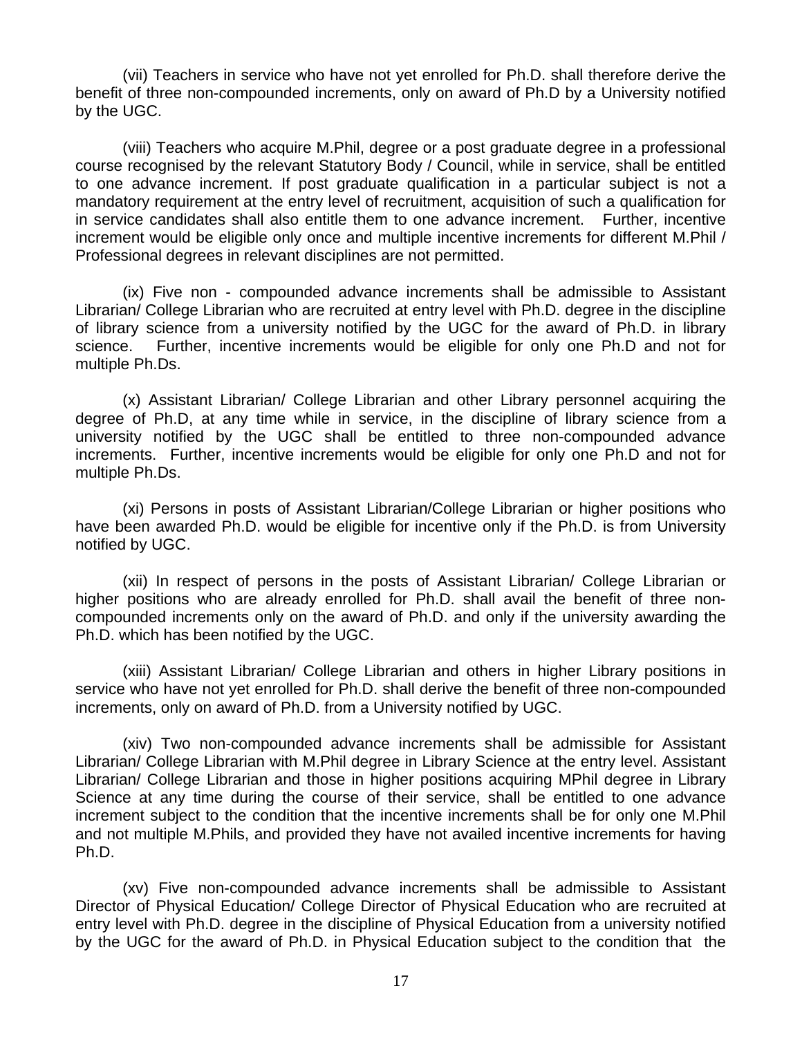(vii) Teachers in service who have not yet enrolled for Ph.D. shall therefore derive the benefit of three non-compounded increments, only on award of Ph.D by a University notified by the UGC.

(viii) Teachers who acquire M.Phil, degree or a post graduate degree in a professional course recognised by the relevant Statutory Body / Council, while in service, shall be entitled to one advance increment. If post graduate qualification in a particular subject is not a mandatory requirement at the entry level of recruitment, acquisition of such a qualification for in service candidates shall also entitle them to one advance increment. Further, incentive increment would be eligible only once and multiple incentive increments for different M.Phil / Professional degrees in relevant disciplines are not permitted.

(ix) Five non - compounded advance increments shall be admissible to Assistant Librarian/ College Librarian who are recruited at entry level with Ph.D. degree in the discipline of library science from a university notified by the UGC for the award of Ph.D. in library science. Further, incentive increments would be eligible for only one Ph.D and not for multiple Ph.Ds.

(x) Assistant Librarian/ College Librarian and other Library personnel acquiring the degree of Ph.D, at any time while in service, in the discipline of library science from a university notified by the UGC shall be entitled to three non-compounded advance increments. Further, incentive increments would be eligible for only one Ph.D and not for multiple Ph.Ds.

(xi) Persons in posts of Assistant Librarian/College Librarian or higher positions who have been awarded Ph.D. would be eligible for incentive only if the Ph.D. is from University notified by UGC.

(xii) In respect of persons in the posts of Assistant Librarian/ College Librarian or higher positions who are already enrolled for Ph.D. shall avail the benefit of three non-compounded increments only on the award of Ph.D. and only if the university awarding the Ph.D. which has been notified by the UGC.

(xiii) Assistant Librarian/ College Librarian and others in higher Library positions in service who have not yet enrolled for Ph.D. shall derive the benefit of three non-compounded increments, only on award of Ph.D. from a University notified by UGC.

(xiv) Two non-compounded advance increments shall be admissible for Assistant Librarian/ College Librarian with M.Phil degree in Library Science at the entry level. Assistant Librarian/ College Librarian and those in higher positions acquiring MPhil degree in Library Science at any time during the course of their service, shall be entitled to one advance increment subject to the condition that the incentive increments shall be for only one M.Phil and not multiple M.Phils, and provided they have not availed incentive increments for having Ph.D.

(xv) Five non-compounded advance increments shall be admissible to Assistant Director of Physical Education/ College Director of Physical Education who are recruited at entry level with Ph.D. degree in the discipline of Physical Education from a university notified by the UGC for the award of Ph.D. in Physical Education subject to the condition that the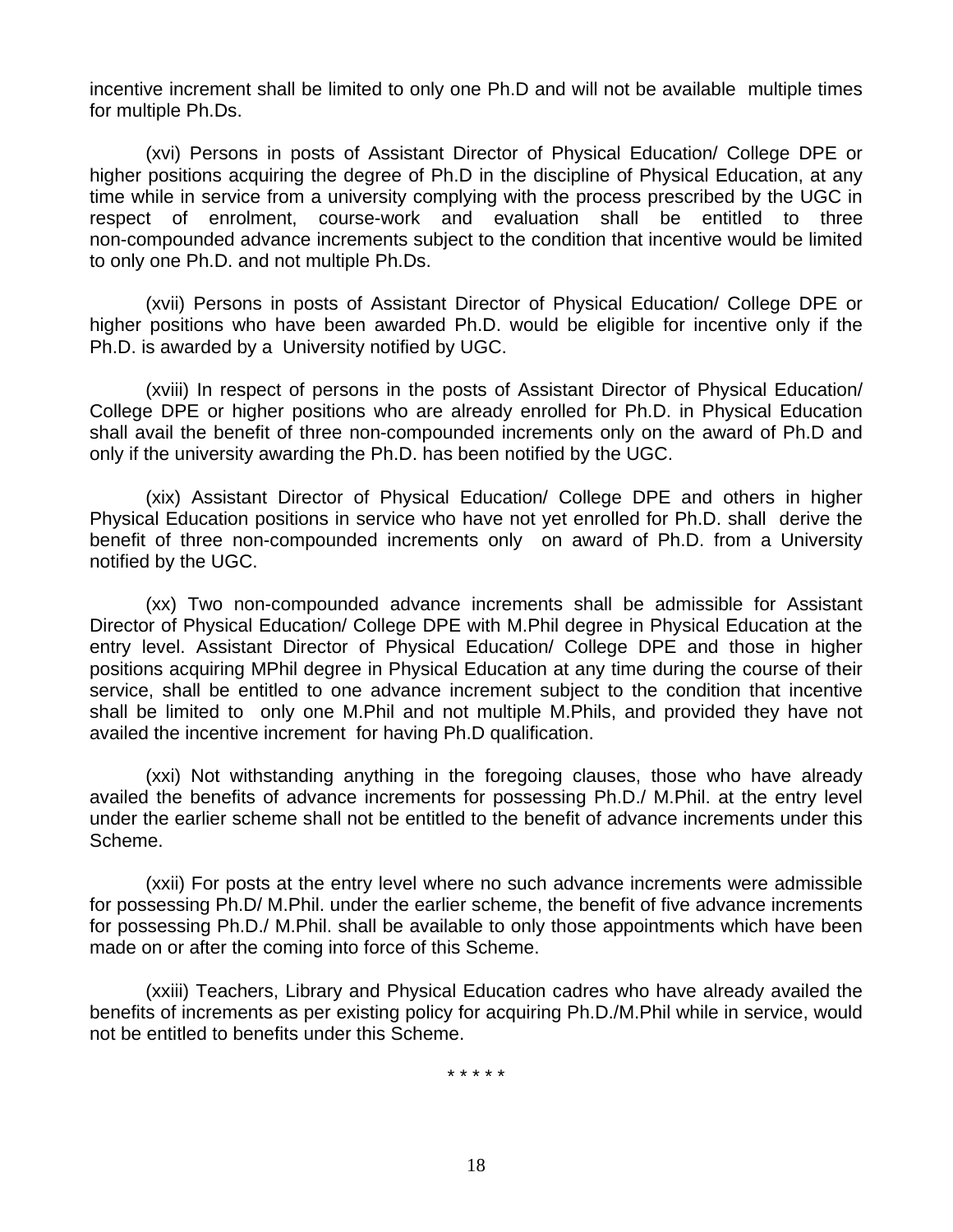incentive increment shall be limited to only one Ph.D and will not be available multiple times for multiple Ph.Ds.

(xvi) Persons in posts of Assistant Director of Physical Education/ College DPE or higher positions acquiring the degree of Ph.D in the discipline of Physical Education, at any time while in service from a university complying with the process prescribed by the UGC in respect of enrolment, course-work and evaluation shall be entitled to three non-compounded advance increments subject to the condition that incentive would be limited to only one Ph.D. and not multiple Ph.Ds.

(xvii) Persons in posts of Assistant Director of Physical Education/ College DPE or higher positions who have been awarded Ph.D. would be eligible for incentive only if the Ph.D. is awarded by a University notified by UGC.

(xviii) In respect of persons in the posts of Assistant Director of Physical Education/ College DPE or higher positions who are already enrolled for Ph.D. in Physical Education shall avail the benefit of three non-compounded increments only on the award of Ph.D and only if the university awarding the Ph.D. has been notified by the UGC.

(xix) Assistant Director of Physical Education/ College DPE and others in higher Physical Education positions in service who have not yet enrolled for Ph.D. shall derive the benefit of three non-compounded increments only on award of Ph.D. from a University notified by the UGC.

(xx) Two non-compounded advance increments shall be admissible for Assistant Director of Physical Education/ College DPE with M.Phil degree in Physical Education at the entry level. Assistant Director of Physical Education/ College DPE and those in higher positions acquiring MPhil degree in Physical Education at any time during the course of their service, shall be entitled to one advance increment subject to the condition that incentive shall be limited to only one M.Phil and not multiple M.Phils, and provided they have not availed the incentive increment for having Ph.D qualification.

(xxi) Not withstanding anything in the foregoing clauses, those who have already availed the benefits of advance increments for possessing Ph.D./ M.Phil. at the entry level under the earlier scheme shall not be entitled to the benefit of advance increments under this Scheme.

(xxii) For posts at the entry level where no such advance increments were admissible for possessing Ph.D/ M.Phil. under the earlier scheme, the benefit of five advance increments for possessing Ph.D./ M.Phil. shall be available to only those appointments which have been made on or after the coming into force of this Scheme.

(xxiii) Teachers, Library and Physical Education cadres who have already availed the benefits of increments as per existing policy for acquiring Ph.D./M.Phil while in service, would not be entitled to benefits under this Scheme.

* * * * *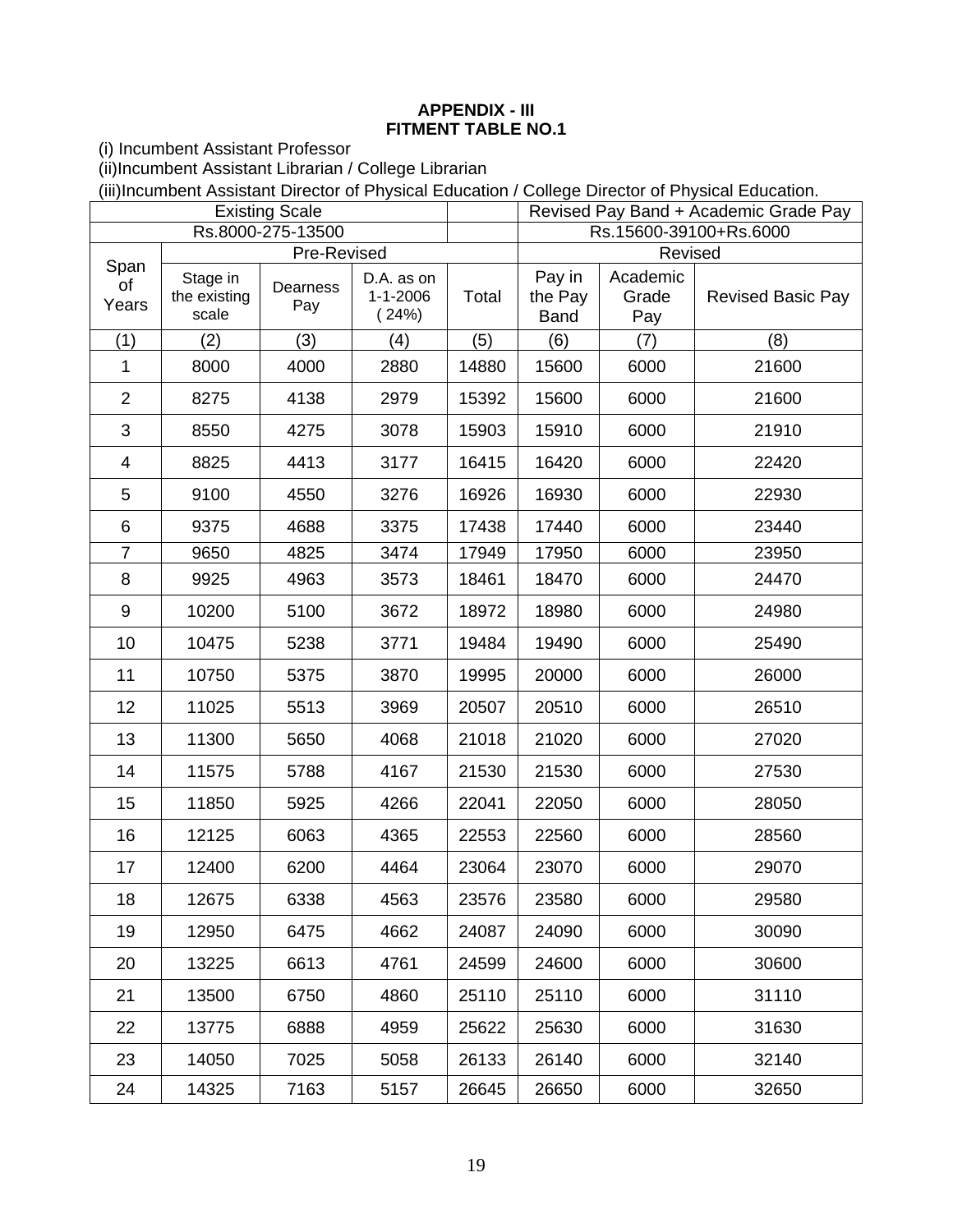**APPENDIX - III**
**FITMENT TABLE NO.1**

(i) Incumbent Assistant Professor
(ii)Incumbent Assistant Librarian / College Librarian
(iii)Incumbent Assistant Director of Physical Education / College Director of Physical Education.

| Existing Scale | | | | | Revised Pay Band + Academic Grade Pay | | |
|---|---|---|---|---|---|---|---|
| Rs.8000-275-13500 | | | | | Rs.15600-39100+Rs.6000 | | |
| Span of Years | Pre-Revised | | | | Revised | | |
| | Stage in the existing scale | Dearness Pay | D.A. as on 1-1-2006 ( 24%) | Total | Pay in the Pay Band | Academic Grade Pay | Revised Basic Pay |
| (1) | (2) | (3) | (4) | (5) | (6) | (7) | (8) |
| 1 | 8000 | 4000 | 2880 | 14880 | 15600 | 6000 | 21600 |
| 2 | 8275 | 4138 | 2979 | 15392 | 15600 | 6000 | 21600 |
| 3 | 8550 | 4275 | 3078 | 15903 | 15910 | 6000 | 21910 |
| 4 | 8825 | 4413 | 3177 | 16415 | 16420 | 6000 | 22420 |
| 5 | 9100 | 4550 | 3276 | 16926 | 16930 | 6000 | 22930 |
| 6 | 9375 | 4688 | 3375 | 17438 | 17440 | 6000 | 23440 |
| 7 | 9650 | 4825 | 3474 | 17949 | 17950 | 6000 | 23950 |
| 8 | 9925 | 4963 | 3573 | 18461 | 18470 | 6000 | 24470 |
| 9 | 10200 | 5100 | 3672 | 18972 | 18980 | 6000 | 24980 |
| 10 | 10475 | 5238 | 3771 | 19484 | 19490 | 6000 | 25490 |
| 11 | 10750 | 5375 | 3870 | 19995 | 20000 | 6000 | 26000 |
| 12 | 11025 | 5513 | 3969 | 20507 | 20510 | 6000 | 26510 |
| 13 | 11300 | 5650 | 4068 | 21018 | 21020 | 6000 | 27020 |
| 14 | 11575 | 5788 | 4167 | 21530 | 21530 | 6000 | 27530 |
| 15 | 11850 | 5925 | 4266 | 22041 | 22050 | 6000 | 28050 |
| 16 | 12125 | 6063 | 4365 | 22553 | 22560 | 6000 | 28560 |
| 17 | 12400 | 6200 | 4464 | 23064 | 23070 | 6000 | 29070 |
| 18 | 12675 | 6338 | 4563 | 23576 | 23580 | 6000 | 29580 |
| 19 | 12950 | 6475 | 4662 | 24087 | 24090 | 6000 | 30090 |
| 20 | 13225 | 6613 | 4761 | 24599 | 24600 | 6000 | 30600 |
| 21 | 13500 | 6750 | 4860 | 25110 | 25110 | 6000 | 31110 |
| 22 | 13775 | 6888 | 4959 | 25622 | 25630 | 6000 | 31630 |
| 23 | 14050 | 7025 | 5058 | 26133 | 26140 | 6000 | 32140 |
| 24 | 14325 | 7163 | 5157 | 26645 | 26650 | 6000 | 32650 |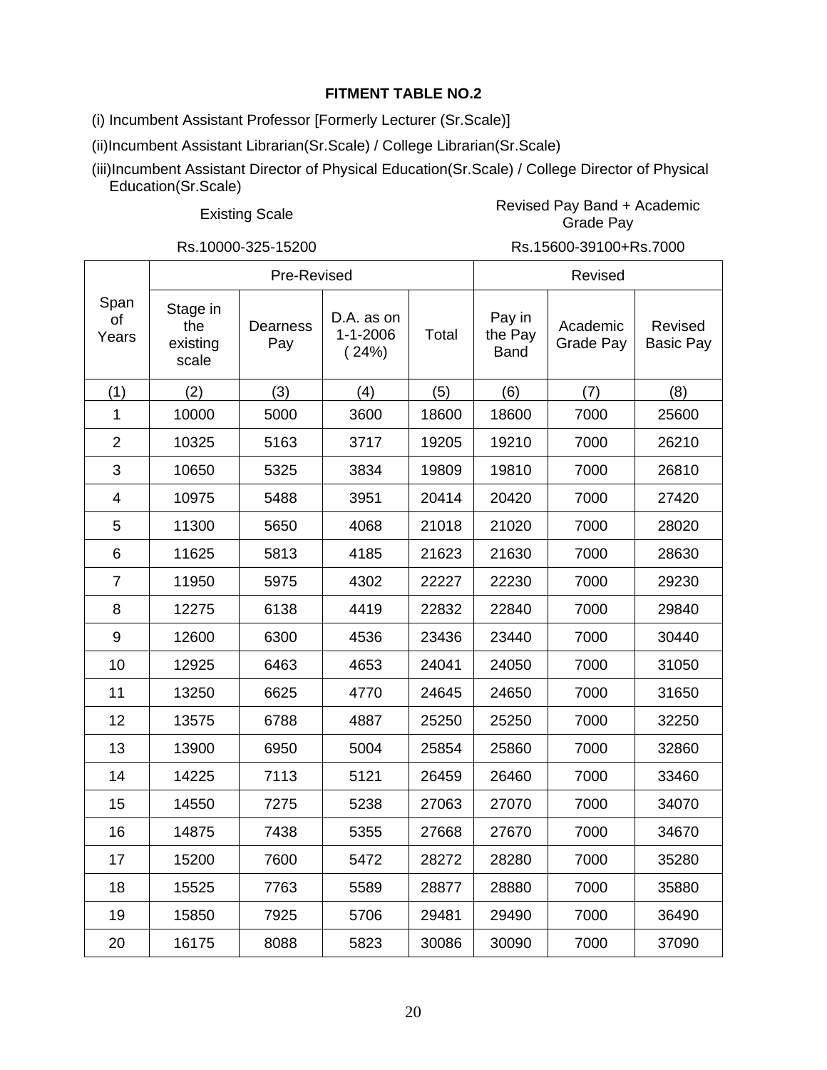**FITMENT TABLE NO.2**

(i) Incumbent Assistant Professor [Formerly Lecturer (Sr.Scale)]

(ii)Incumbent Assistant Librarian(Sr.Scale) / College Librarian(Sr.Scale)

(iii)Incumbent Assistant Director of Physical Education(Sr.Scale) / College Director of Physical Education(Sr.Scale)

| Existing Scale | Revised Pay Band + Academic Grade Pay |
|---|---|
| Rs.10000-325-15200 | Rs.15600-39100+Rs.7000 |

| Span of Years | Pre-Revised | | | | Revised | | |
|---|---|---|---|---|---|---|---|
| | Stage in the existing scale | Dearness Pay | D.A. as on 1-1-2006 (24%) | Total | Pay in the Pay Band | Academic Grade Pay | Revised Basic Pay |
| (1) | (2) | (3) | (4) | (5) | (6) | (7) | (8) |
| 1 | 10000 | 5000 | 3600 | 18600 | 18600 | 7000 | 25600 |
| 2 | 10325 | 5163 | 3717 | 19205 | 19210 | 7000 | 26210 |
| 3 | 10650 | 5325 | 3834 | 19809 | 19810 | 7000 | 26810 |
| 4 | 10975 | 5488 | 3951 | 20414 | 20420 | 7000 | 27420 |
| 5 | 11300 | 5650 | 4068 | 21018 | 21020 | 7000 | 28020 |
| 6 | 11625 | 5813 | 4185 | 21623 | 21630 | 7000 | 28630 |
| 7 | 11950 | 5975 | 4302 | 22227 | 22230 | 7000 | 29230 |
| 8 | 12275 | 6138 | 4419 | 22832 | 22840 | 7000 | 29840 |
| 9 | 12600 | 6300 | 4536 | 23436 | 23440 | 7000 | 30440 |
| 10 | 12925 | 6463 | 4653 | 24041 | 24050 | 7000 | 31050 |
| 11 | 13250 | 6625 | 4770 | 24645 | 24650 | 7000 | 31650 |
| 12 | 13575 | 6788 | 4887 | 25250 | 25250 | 7000 | 32250 |
| 13 | 13900 | 6950 | 5004 | 25854 | 25860 | 7000 | 32860 |
| 14 | 14225 | 7113 | 5121 | 26459 | 26460 | 7000 | 33460 |
| 15 | 14550 | 7275 | 5238 | 27063 | 27070 | 7000 | 34070 |
| 16 | 14875 | 7438 | 5355 | 27668 | 27670 | 7000 | 34670 |
| 17 | 15200 | 7600 | 5472 | 28272 | 28280 | 7000 | 35280 |
| 18 | 15525 | 7763 | 5589 | 28877 | 28880 | 7000 | 35880 |
| 19 | 15850 | 7925 | 5706 | 29481 | 29490 | 7000 | 36490 |
| 20 | 16175 | 8088 | 5823 | 30086 | 30090 | 7000 | 37090 |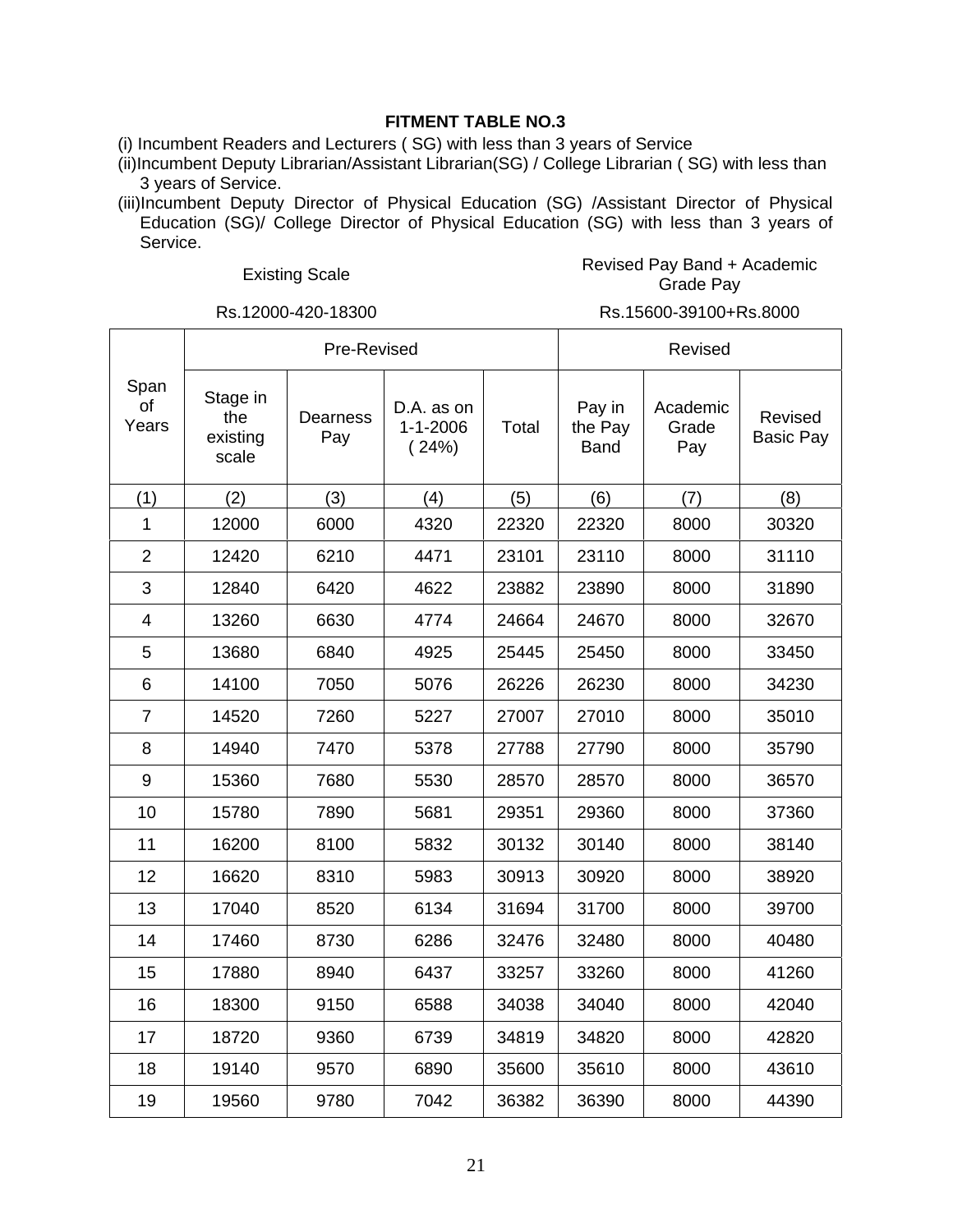**FITMENT TABLE NO.3**

(i) Incumbent Readers and Lecturers ( SG) with less than 3 years of Service

(ii)Incumbent Deputy Librarian/Assistant Librarian(SG) / College Librarian ( SG) with less than 3 years of Service.

(iii)Incumbent Deputy Director of Physical Education (SG) /Assistant Director of Physical Education (SG)/ College Director of Physical Education (SG) with less than 3 years of Service.

Existing Scale — Rs.12000-420-18300

Revised Pay Band + Academic Grade Pay — Rs.15600-39100+Rs.8000

| Span of Years | Pre-Revised | | | | Revised | | |
|---|---|---|---|---|---|---|---|
| | Stage in the existing scale | Dearness Pay | D.A. as on 1-1-2006 ( 24%) | Total | Pay in the Pay Band | Academic Grade Pay | Revised Basic Pay |
| (1) | (2) | (3) | (4) | (5) | (6) | (7) | (8) |
| 1 | 12000 | 6000 | 4320 | 22320 | 22320 | 8000 | 30320 |
| 2 | 12420 | 6210 | 4471 | 23101 | 23110 | 8000 | 31110 |
| 3 | 12840 | 6420 | 4622 | 23882 | 23890 | 8000 | 31890 |
| 4 | 13260 | 6630 | 4774 | 24664 | 24670 | 8000 | 32670 |
| 5 | 13680 | 6840 | 4925 | 25445 | 25450 | 8000 | 33450 |
| 6 | 14100 | 7050 | 5076 | 26226 | 26230 | 8000 | 34230 |
| 7 | 14520 | 7260 | 5227 | 27007 | 27010 | 8000 | 35010 |
| 8 | 14940 | 7470 | 5378 | 27788 | 27790 | 8000 | 35790 |
| 9 | 15360 | 7680 | 5530 | 28570 | 28570 | 8000 | 36570 |
| 10 | 15780 | 7890 | 5681 | 29351 | 29360 | 8000 | 37360 |
| 11 | 16200 | 8100 | 5832 | 30132 | 30140 | 8000 | 38140 |
| 12 | 16620 | 8310 | 5983 | 30913 | 30920 | 8000 | 38920 |
| 13 | 17040 | 8520 | 6134 | 31694 | 31700 | 8000 | 39700 |
| 14 | 17460 | 8730 | 6286 | 32476 | 32480 | 8000 | 40480 |
| 15 | 17880 | 8940 | 6437 | 33257 | 33260 | 8000 | 41260 |
| 16 | 18300 | 9150 | 6588 | 34038 | 34040 | 8000 | 42040 |
| 17 | 18720 | 9360 | 6739 | 34819 | 34820 | 8000 | 42820 |
| 18 | 19140 | 9570 | 6890 | 35600 | 35610 | 8000 | 43610 |
| 19 | 19560 | 9780 | 7042 | 36382 | 36390 | 8000 | 44390 |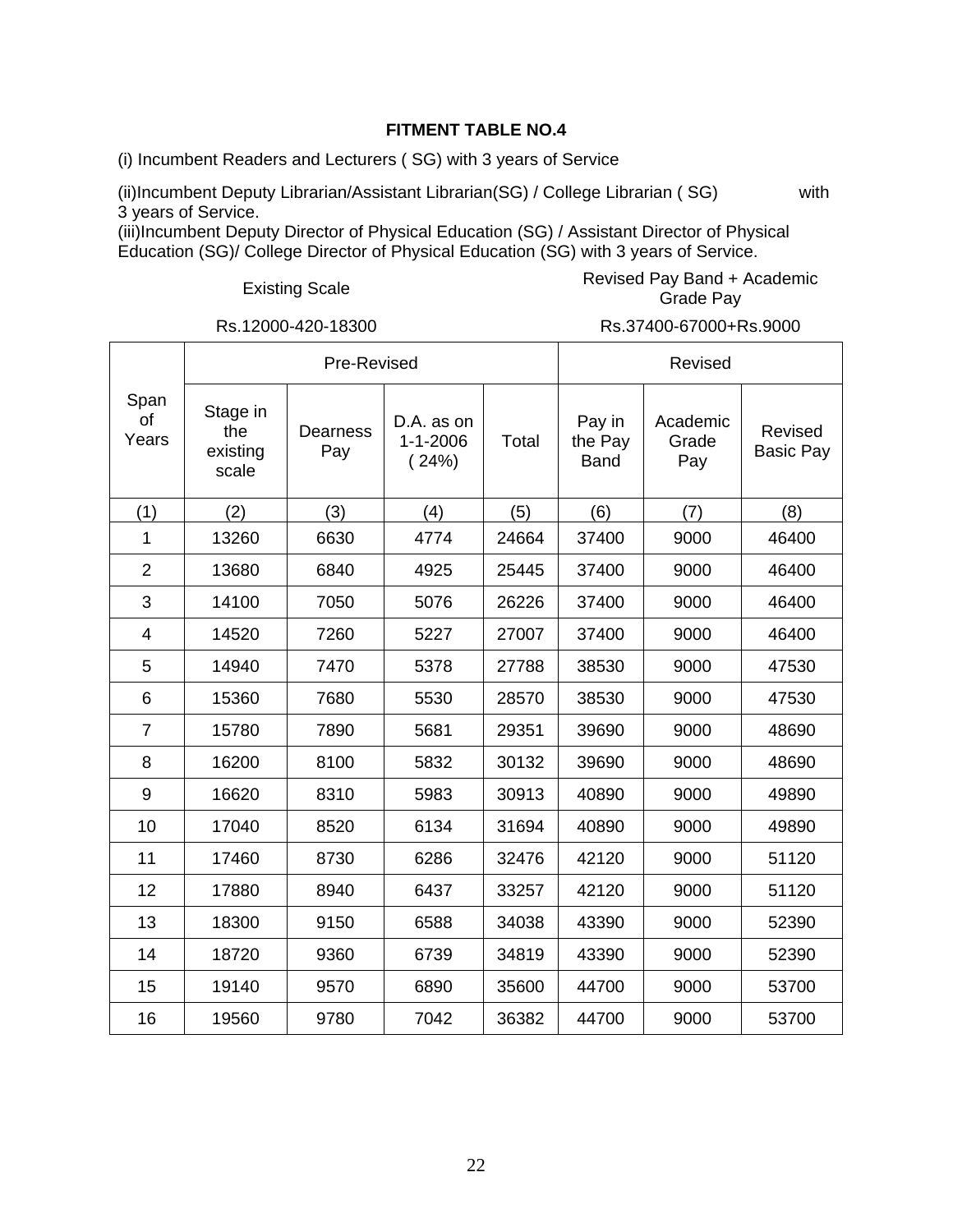## FITMENT TABLE NO.4

(i) Incumbent Readers and Lecturers ( SG) with 3 years of Service

(ii)Incumbent Deputy Librarian/Assistant Librarian(SG) / College Librarian ( SG) with 3 years of Service.

(iii)Incumbent Deputy Director of Physical Education (SG) / Assistant Director of Physical Education (SG)/ College Director of Physical Education (SG) with 3 years of Service.

Existing Scale: Rs.12000-420-18300

Revised Pay Band + Academic Grade Pay: Rs.37400-67000+Rs.9000

| Span of Years | Pre-Revised | | | | Revised | | |
|---|---|---|---|---|---|---|---|
| | Stage in the existing scale | Dearness Pay | D.A. as on 1-1-2006 ( 24%) | Total | Pay in the Pay Band | Academic Grade Pay | Revised Basic Pay |
| (1) | (2) | (3) | (4) | (5) | (6) | (7) | (8) |
| 1 | 13260 | 6630 | 4774 | 24664 | 37400 | 9000 | 46400 |
| 2 | 13680 | 6840 | 4925 | 25445 | 37400 | 9000 | 46400 |
| 3 | 14100 | 7050 | 5076 | 26226 | 37400 | 9000 | 46400 |
| 4 | 14520 | 7260 | 5227 | 27007 | 37400 | 9000 | 46400 |
| 5 | 14940 | 7470 | 5378 | 27788 | 38530 | 9000 | 47530 |
| 6 | 15360 | 7680 | 5530 | 28570 | 38530 | 9000 | 47530 |
| 7 | 15780 | 7890 | 5681 | 29351 | 39690 | 9000 | 48690 |
| 8 | 16200 | 8100 | 5832 | 30132 | 39690 | 9000 | 48690 |
| 9 | 16620 | 8310 | 5983 | 30913 | 40890 | 9000 | 49890 |
| 10 | 17040 | 8520 | 6134 | 31694 | 40890 | 9000 | 49890 |
| 11 | 17460 | 8730 | 6286 | 32476 | 42120 | 9000 | 51120 |
| 12 | 17880 | 8940 | 6437 | 33257 | 42120 | 9000 | 51120 |
| 13 | 18300 | 9150 | 6588 | 34038 | 43390 | 9000 | 52390 |
| 14 | 18720 | 9360 | 6739 | 34819 | 43390 | 9000 | 52390 |
| 15 | 19140 | 9570 | 6890 | 35600 | 44700 | 9000 | 53700 |
| 16 | 19560 | 9780 | 7042 | 36382 | 44700 | 9000 | 53700 |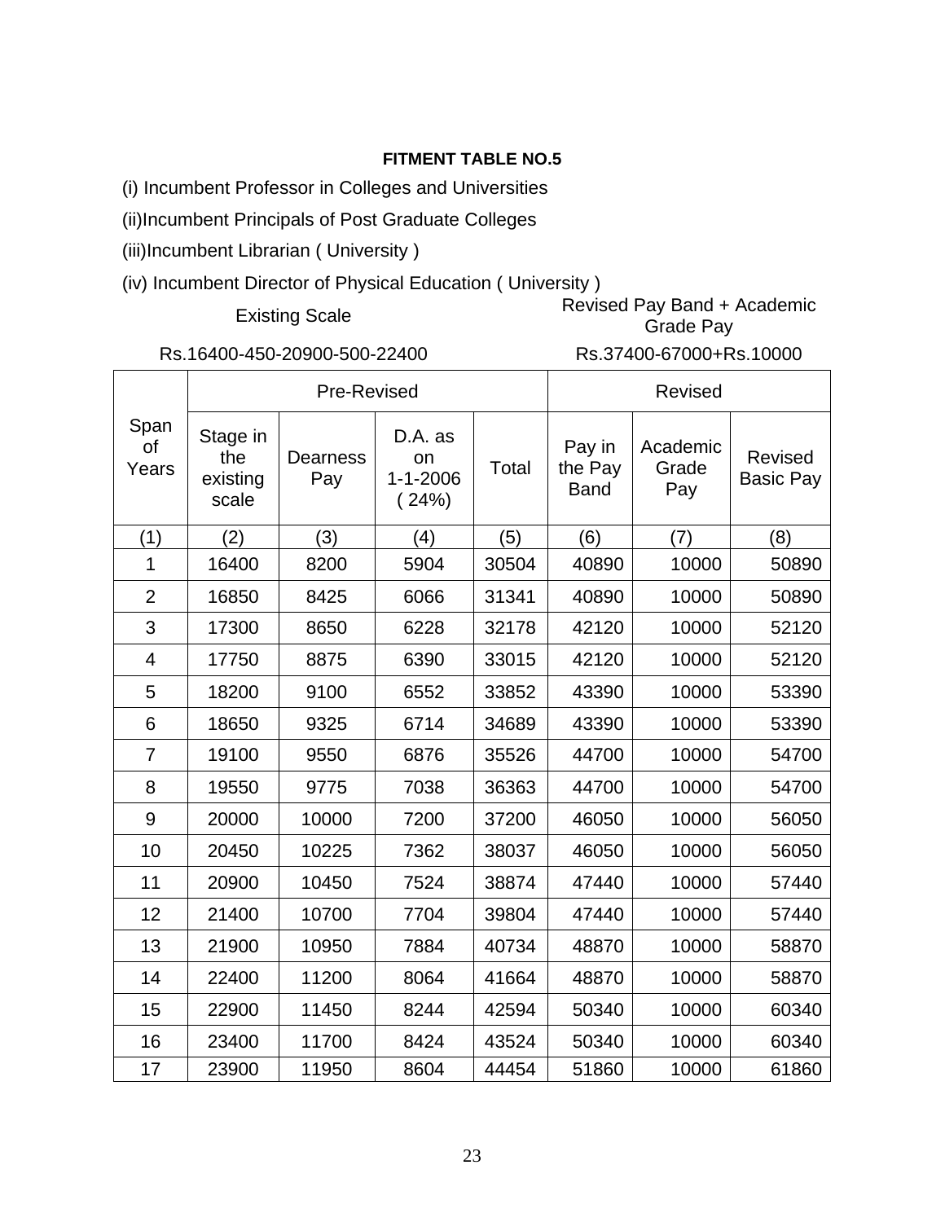**FITMENT TABLE NO.5**

(i) Incumbent Professor in Colleges and Universities

(ii)Incumbent Principals of Post Graduate Colleges

(iii)Incumbent Librarian ( University )

(iv) Incumbent Director of Physical Education ( University )

| Existing Scale | Revised Pay Band + Academic Grade Pay |
|---|---|
| Rs.16400-450-20900-500-22400 | Rs.37400-67000+Rs.10000 |

| Span of Years | Pre-Revised | | | | Revised | | |
|---|---|---|---|---|---|---|---|
| | Stage in the existing scale | Dearness Pay | D.A. as on 1-1-2006 ( 24%) | Total | Pay in the Pay Band | Academic Grade Pay | Revised Basic Pay |
| (1) | (2) | (3) | (4) | (5) | (6) | (7) | (8) |
| 1 | 16400 | 8200 | 5904 | 30504 | 40890 | 10000 | 50890 |
| 2 | 16850 | 8425 | 6066 | 31341 | 40890 | 10000 | 50890 |
| 3 | 17300 | 8650 | 6228 | 32178 | 42120 | 10000 | 52120 |
| 4 | 17750 | 8875 | 6390 | 33015 | 42120 | 10000 | 52120 |
| 5 | 18200 | 9100 | 6552 | 33852 | 43390 | 10000 | 53390 |
| 6 | 18650 | 9325 | 6714 | 34689 | 43390 | 10000 | 53390 |
| 7 | 19100 | 9550 | 6876 | 35526 | 44700 | 10000 | 54700 |
| 8 | 19550 | 9775 | 7038 | 36363 | 44700 | 10000 | 54700 |
| 9 | 20000 | 10000 | 7200 | 37200 | 46050 | 10000 | 56050 |
| 10 | 20450 | 10225 | 7362 | 38037 | 46050 | 10000 | 56050 |
| 11 | 20900 | 10450 | 7524 | 38874 | 47440 | 10000 | 57440 |
| 12 | 21400 | 10700 | 7704 | 39804 | 47440 | 10000 | 57440 |
| 13 | 21900 | 10950 | 7884 | 40734 | 48870 | 10000 | 58870 |
| 14 | 22400 | 11200 | 8064 | 41664 | 48870 | 10000 | 58870 |
| 15 | 22900 | 11450 | 8244 | 42594 | 50340 | 10000 | 60340 |
| 16 | 23400 | 11700 | 8424 | 43524 | 50340 | 10000 | 60340 |
| 17 | 23900 | 11950 | 8604 | 44454 | 51860 | 10000 | 61860 |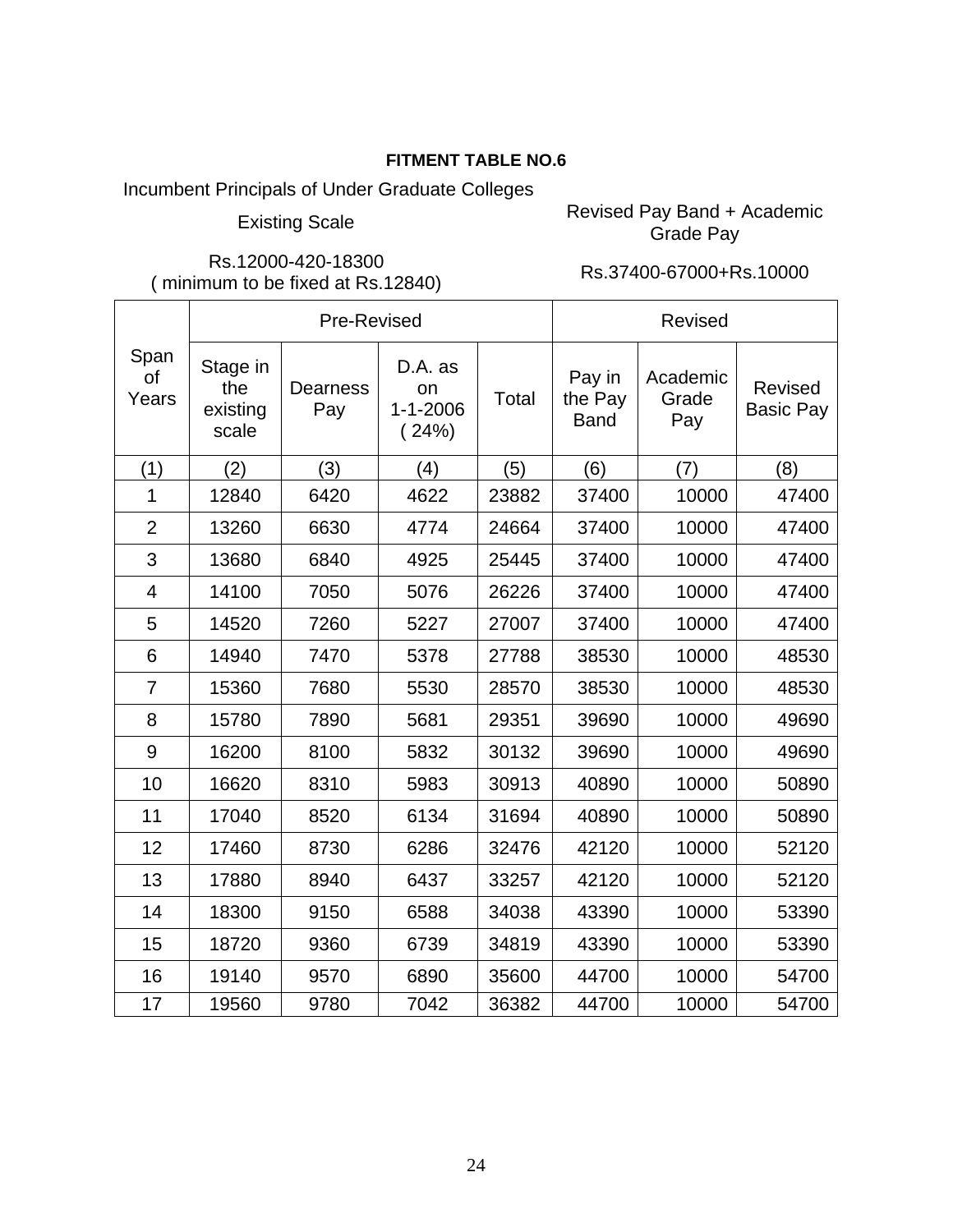**FITMENT TABLE NO.6**

Incumbent Principals of Under Graduate Colleges

| Existing Scale | Revised Pay Band + Academic Grade Pay |
|---|---|
| Rs.12000-420-18300 ( minimum to be fixed at Rs.12840) | Rs.37400-67000+Rs.10000 |

| Span of Years | Pre-Revised | | | | Revised | | |
|---|---|---|---|---|---|---|---|
| | Stage in the existing scale | Dearness Pay | D.A. as on 1-1-2006 ( 24%) | Total | Pay in the Pay Band | Academic Grade Pay | Revised Basic Pay |
| (1) | (2) | (3) | (4) | (5) | (6) | (7) | (8) |
| 1 | 12840 | 6420 | 4622 | 23882 | 37400 | 10000 | 47400 |
| 2 | 13260 | 6630 | 4774 | 24664 | 37400 | 10000 | 47400 |
| 3 | 13680 | 6840 | 4925 | 25445 | 37400 | 10000 | 47400 |
| 4 | 14100 | 7050 | 5076 | 26226 | 37400 | 10000 | 47400 |
| 5 | 14520 | 7260 | 5227 | 27007 | 37400 | 10000 | 47400 |
| 6 | 14940 | 7470 | 5378 | 27788 | 38530 | 10000 | 48530 |
| 7 | 15360 | 7680 | 5530 | 28570 | 38530 | 10000 | 48530 |
| 8 | 15780 | 7890 | 5681 | 29351 | 39690 | 10000 | 49690 |
| 9 | 16200 | 8100 | 5832 | 30132 | 39690 | 10000 | 49690 |
| 10 | 16620 | 8310 | 5983 | 30913 | 40890 | 10000 | 50890 |
| 11 | 17040 | 8520 | 6134 | 31694 | 40890 | 10000 | 50890 |
| 12 | 17460 | 8730 | 6286 | 32476 | 42120 | 10000 | 52120 |
| 13 | 17880 | 8940 | 6437 | 33257 | 42120 | 10000 | 52120 |
| 14 | 18300 | 9150 | 6588 | 34038 | 43390 | 10000 | 53390 |
| 15 | 18720 | 9360 | 6739 | 34819 | 43390 | 10000 | 53390 |
| 16 | 19140 | 9570 | 6890 | 35600 | 44700 | 10000 | 54700 |
| 17 | 19560 | 9780 | 7042 | 36382 | 44700 | 10000 | 54700 |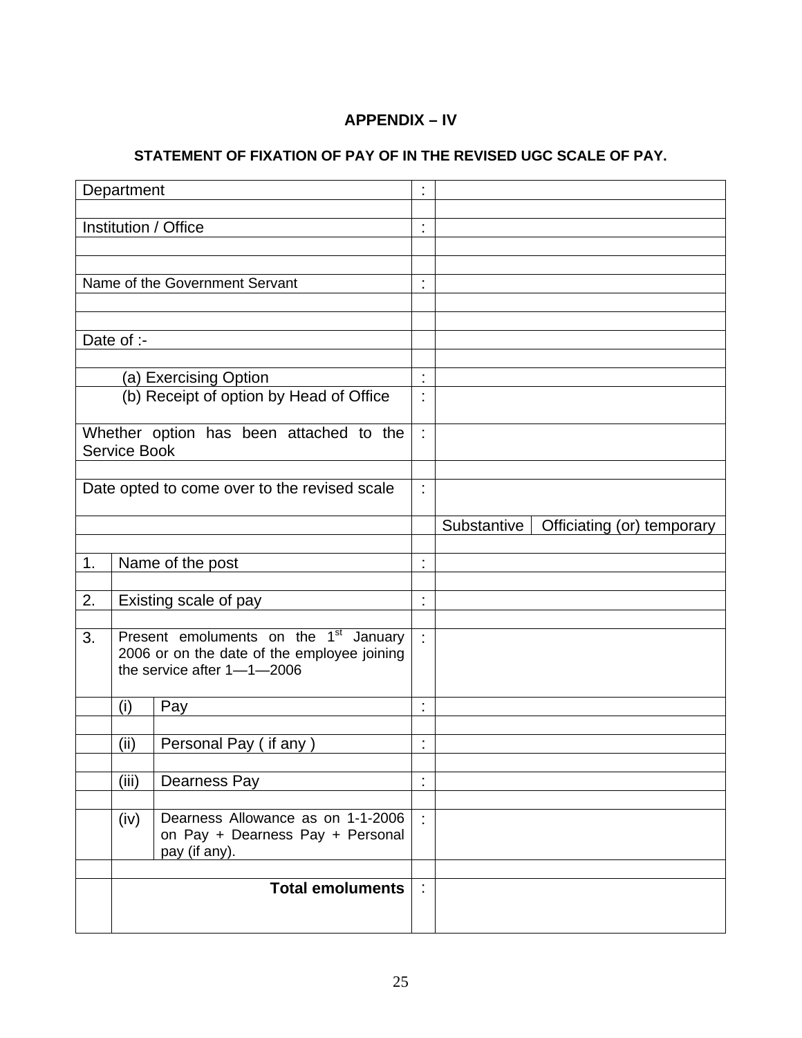# APPENDIX – IV

## STATEMENT OF FIXATION OF PAY OF IN THE REVISED UGC SCALE OF PAY.

| | | | | | |
|---|---|---|---|---|---|
| Department | | | : | | |
| | | | | | |
| Institution / Office | | | : | | |
| | | | | | |
| | | | | | |
| Name of the Government Servant | | | : | | |
| | | | | | |
| | | | | | |
| Date of :- | | | | | |
| | | | | | |
| (a) Exercising Option | | | : | | |
| (b) Receipt of option by Head of Office | | | : | | |
| Whether option has been attached to the Service Book | | | : | | |
| | | | | | |
| Date opted to come over to the revised scale | | | : | | |
| | | | | Substantive | Officiating (or) temporary |
| | | | | | |
| 1. | Name of the post | | : | | |
| | | | | | |
| 2. | Existing scale of pay | | : | | |
| | | | | | |
| 3. | Present emoluments on the 1st January 2006 or on the date of the employee joining the service after 1—1—2006 | | : | | |
| | (i) | Pay | : | | |
| | | | | | |
| | (ii) | Personal Pay ( if any ) | : | | |
| | | | | | |
| | (iii) | Dearness Pay | : | | |
| | | | | | |
| | (iv) | Dearness Allowance as on 1-1-2006 on Pay + Dearness Pay + Personal pay (if any). | : | | |
| | | | | | |
| | **Total emoluments** | | : | | |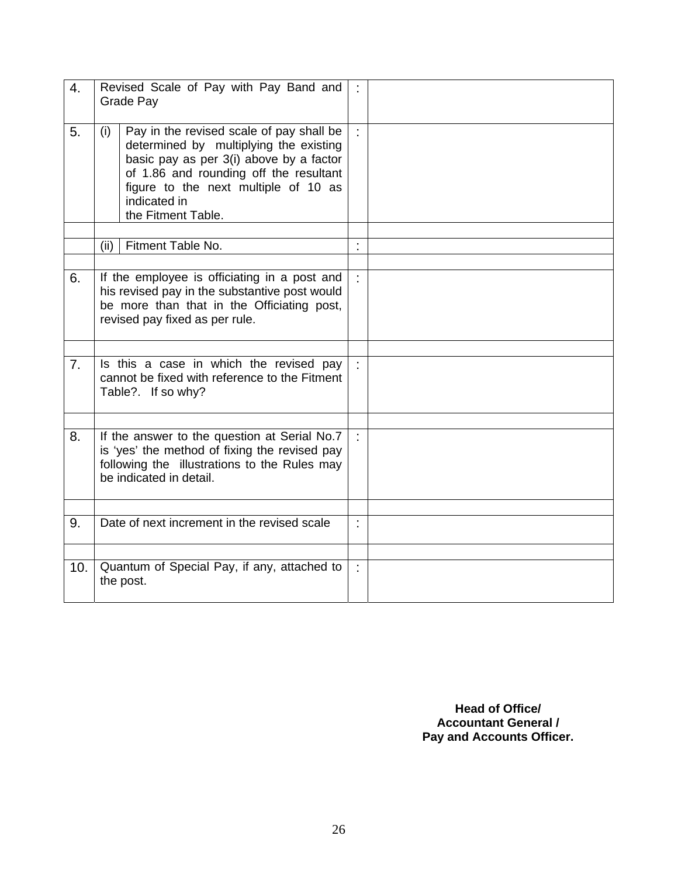| | | | | |
|---|---|---|---|---|
| 4. | Revised Scale of Pay with Pay Band and Grade Pay | | : | |
| 5. | (i) | Pay in the revised scale of pay shall be determined by multiplying the existing basic pay as per 3(i) above by a factor of 1.86 and rounding off the resultant figure to the next multiple of 10 as indicated in the Fitment Table. | : | |
| | | | | |
| | (ii) | Fitment Table No. | : | |
| | | | | |
| 6. | If the employee is officiating in a post and his revised pay in the substantive post would be more than that in the Officiating post, revised pay fixed as per rule. | | : | |
| | | | | |
| 7. | Is this a case in which the revised pay cannot be fixed with reference to the Fitment Table?. If so why? | | : | |
| | | | | |
| 8. | If the answer to the question at Serial No.7 is 'yes' the method of fixing the revised pay following the illustrations to the Rules may be indicated in detail. | | : | |
| | | | | |
| 9. | Date of next increment in the revised scale | | : | |
| | | | | |
| 10. | Quantum of Special Pay, if any, attached to the post. | | : | |

**Head of Office/**
**Accountant General /**
**Pay and Accounts Officer.**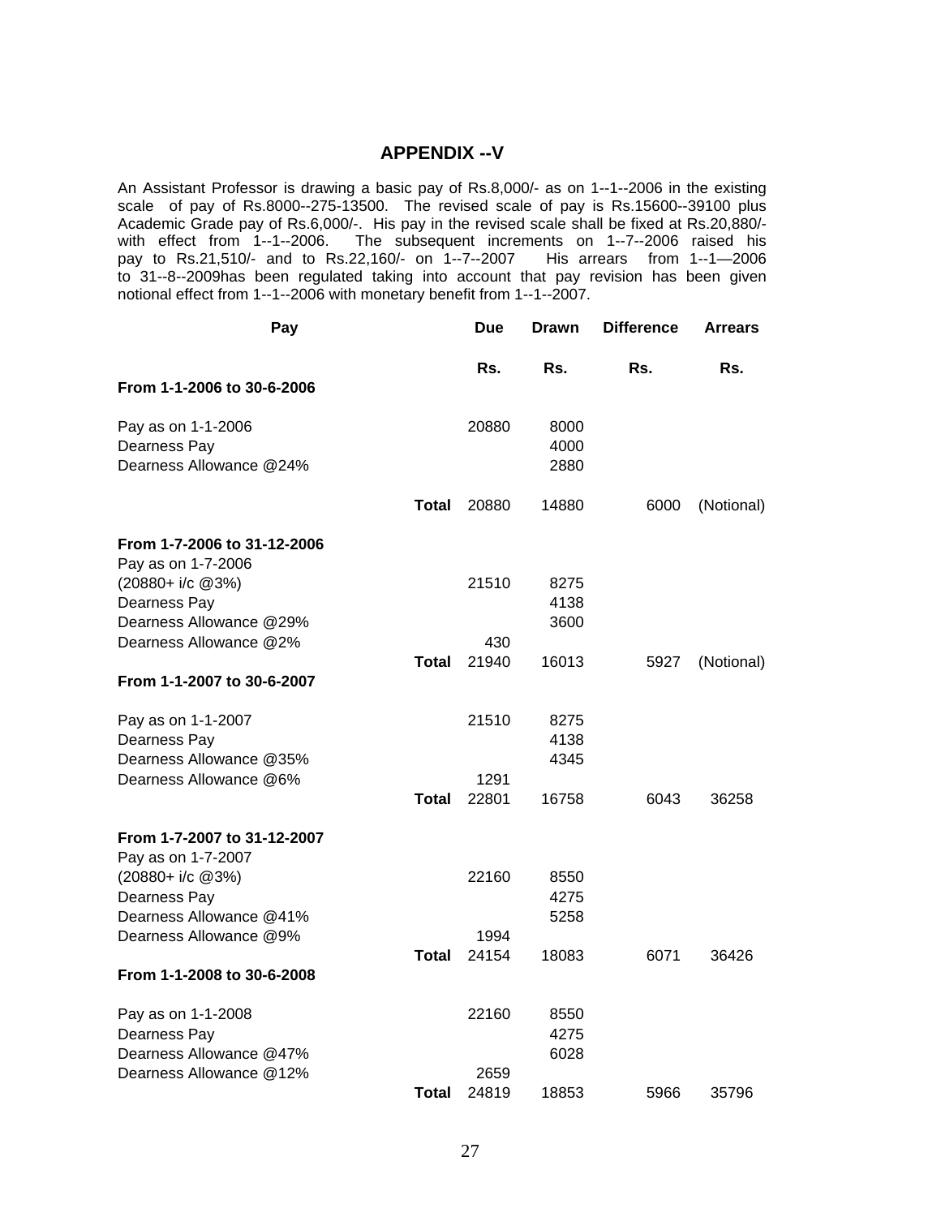## APPENDIX --V

An Assistant Professor is drawing a basic pay of Rs.8,000/- as on 1--1--2006 in the existing scale of pay of Rs.8000--275-13500. The revised scale of pay is Rs.15600--39100 plus Academic Grade pay of Rs.6,000/-. His pay in the revised scale shall be fixed at Rs.20,880/- with effect from 1--1--2006. The subsequent increments on 1--7--2006 raised his pay to Rs.21,510/- and to Rs.22,160/- on 1--7--2007 His arrears from 1--1—2006 to 31--8--2009has been regulated taking into account that pay revision has been given notional effect from 1--1--2006 with monetary benefit from 1--1--2007.

| Pay | | Due | Drawn | Difference | Arrears |
|---|---|---|---|---|---|
| | | Rs. | Rs. | Rs. | Rs. |
| **From 1-1-2006 to 30-6-2006** | | | | | |
| Pay as on 1-1-2006 | | 20880 | 8000 | | |
| Dearness Pay | | | 4000 | | |
| Dearness Allowance @24% | | | 2880 | | |
| | **Total** | 20880 | 14880 | 6000 | (Notional) |
| **From 1-7-2006 to 31-12-2006** | | | | | |
| Pay as on 1-7-2006 | | | | | |
| (20880+ i/c @3%) | | 21510 | 8275 | | |
| Dearness Pay | | | 4138 | | |
| Dearness Allowance @29% | | | 3600 | | |
| Dearness Allowance @2% | | 430 | | | |
| | **Total** | 21940 | 16013 | 5927 | (Notional) |
| **From 1-1-2007 to 30-6-2007** | | | | | |
| Pay as on 1-1-2007 | | 21510 | 8275 | | |
| Dearness Pay | | | 4138 | | |
| Dearness Allowance @35% | | | 4345 | | |
| Dearness Allowance @6% | | 1291 | | | |
| | **Total** | 22801 | 16758 | 6043 | 36258 |
| **From 1-7-2007 to 31-12-2007** | | | | | |
| Pay as on 1-7-2007 | | | | | |
| (20880+ i/c @3%) | | 22160 | 8550 | | |
| Dearness Pay | | | 4275 | | |
| Dearness Allowance @41% | | | 5258 | | |
| Dearness Allowance @9% | | 1994 | | | |
| | **Total** | 24154 | 18083 | 6071 | 36426 |
| **From 1-1-2008 to 30-6-2008** | | | | | |
| Pay as on 1-1-2008 | | 22160 | 8550 | | |
| Dearness Pay | | | 4275 | | |
| Dearness Allowance @47% | | | 6028 | | |
| Dearness Allowance @12% | | 2659 | | | |
| | **Total** | 24819 | 18853 | 5966 | 35796 |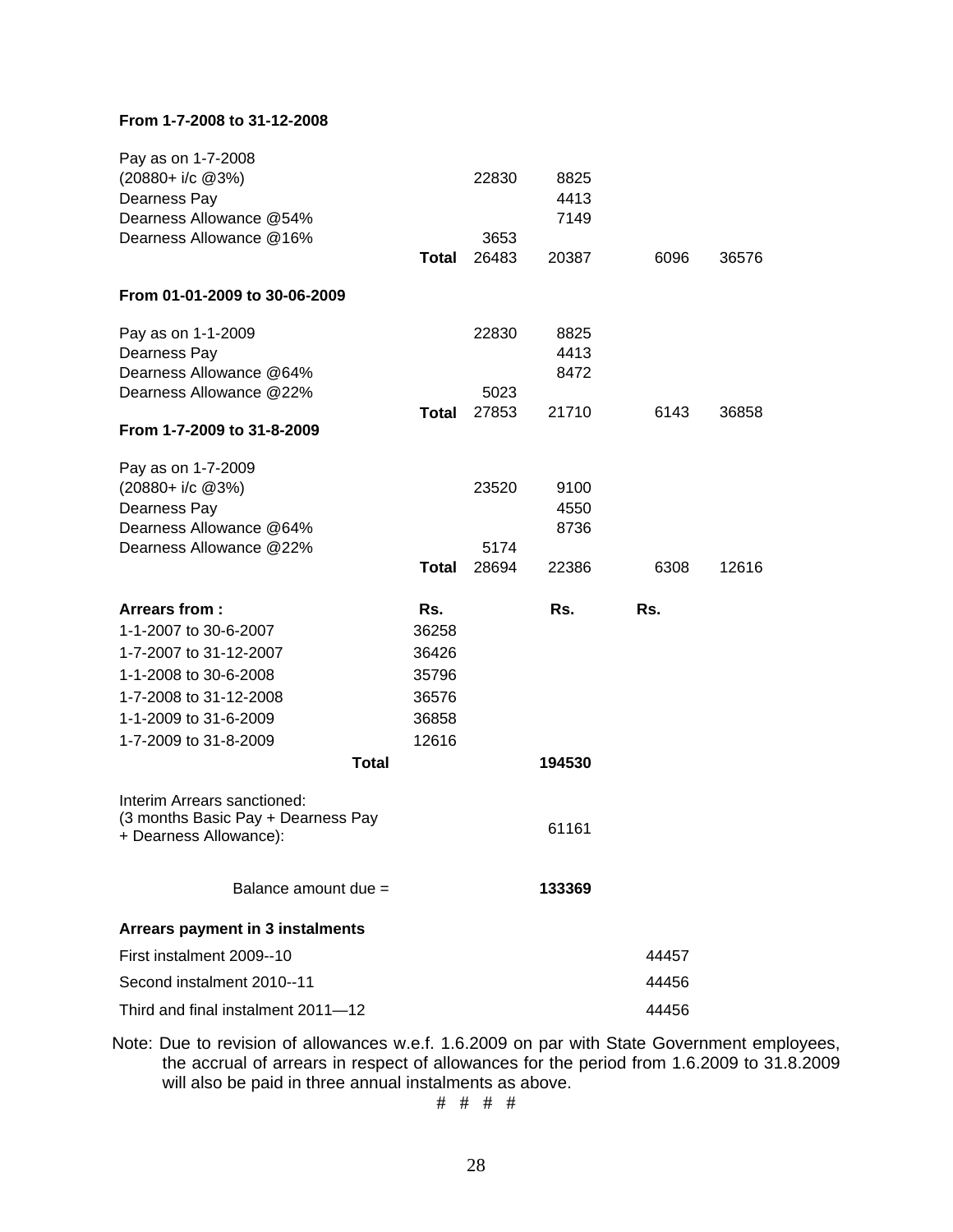**From 1-7-2008 to 31-12-2008**

| | | | | | |
|---|---|---|---|---|---|
| Pay as on 1-7-2008 (20880+ i/c @3%) | | 22830 | 8825 | | |
| Dearness Pay | | | 4413 | | |
| Dearness Allowance @54% | | | 7149 | | |
| Dearness Allowance @16% | | 3653 | | | |
| | **Total** | 26483 | 20387 | 6096 | 36576 |

**From 01-01-2009 to 30-06-2009**

| | | | | | |
|---|---|---|---|---|---|
| Pay as on 1-1-2009 | | 22830 | 8825 | | |
| Dearness Pay | | | 4413 | | |
| Dearness Allowance @64% | | | 8472 | | |
| Dearness Allowance @22% | | 5023 | | | |
| | **Total** | 27853 | 21710 | 6143 | 36858 |

**From 1-7-2009 to 31-8-2009**

| | | | | | |
|---|---|---|---|---|---|
| Pay as on 1-7-2009 (20880+ i/c @3%) | | 23520 | 9100 | | |
| Dearness Pay | | | 4550 | | |
| Dearness Allowance @64% | | | 8736 | | |
| Dearness Allowance @22% | | 5174 | | | |
| | **Total** | 28694 | 22386 | 6308 | 12616 |

| **Arrears from :** | **Rs.** | **Rs.** | **Rs.** |
|---|---|---|---|
| 1-1-2007 to 30-6-2007 | 36258 | | |
| 1-7-2007 to 31-12-2007 | 36426 | | |
| 1-1-2008 to 30-6-2008 | 35796 | | |
| 1-7-2008 to 31-12-2008 | 36576 | | |
| 1-1-2009 to 31-6-2009 | 36858 | | |
| 1-7-2009 to 31-8-2009 | 12616 | | |
| **Total** | | **194530** | |
| Interim Arrears sanctioned: (3 months Basic Pay + Dearness Pay + Dearness Allowance): | | 61161 | |
| Balance amount due = | | **133369** | |

**Arrears payment in 3 instalments**

| | |
|---|---|
| First instalment 2009--10 | 44457 |
| Second instalment 2010--11 | 44456 |
| Third and final instalment 2011—12 | 44456 |

Note: Due to revision of allowances w.e.f. 1.6.2009 on par with State Government employees, the accrual of arrears in respect of allowances for the period from 1.6.2009 to 31.8.2009 will also be paid in three annual instalments as above.

# # # #